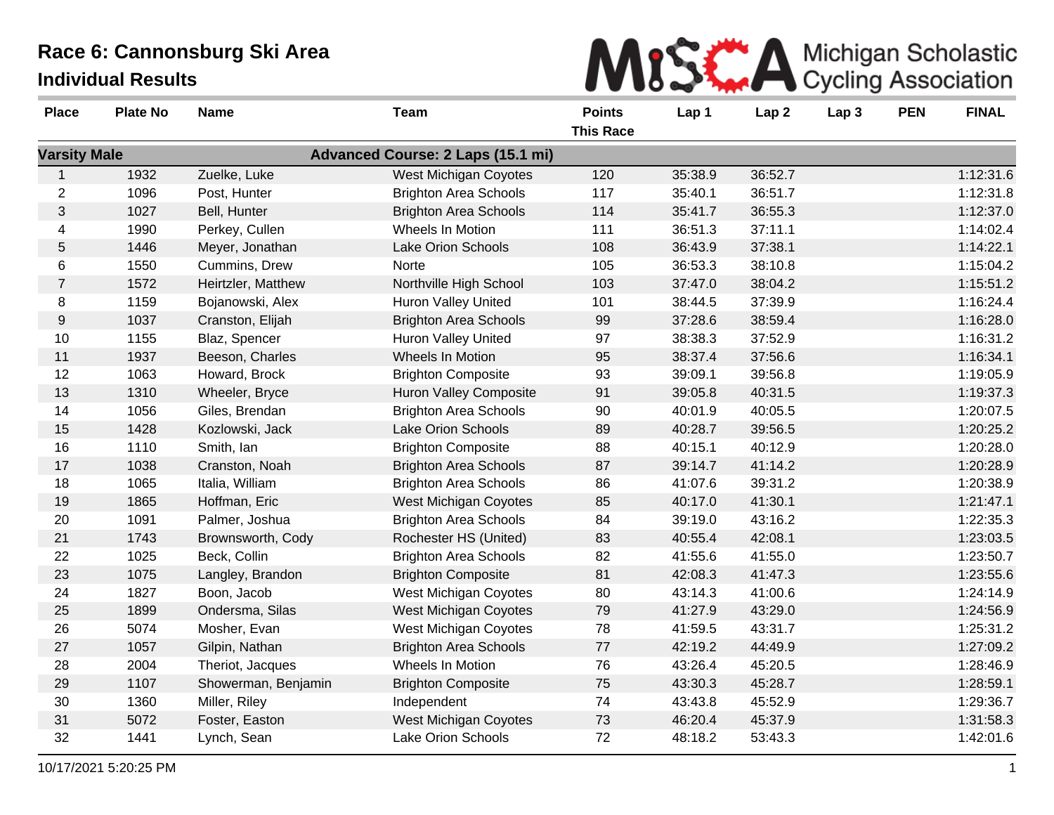# Race 6: Cannonsburg Ski Area

## Individual Results

Michigan Scholastic Cycling Association

| Place | Plate No | Name | Team | Points This Race | Lap 1 | Lap 2 | Lap 3 | PEN | FINAL |
|---|---|---|---|---|---|---|---|---|---|
| **Varsity Male** | | | **Advanced Course: 2 Laps (15.1 mi)** | | | | | | |
| 1 | 1932 | Zuelke, Luke | West Michigan Coyotes | 120 | 35:38.9 | 36:52.7 | | | 1:12:31.6 |
| 2 | 1096 | Post, Hunter | Brighton Area Schools | 117 | 35:40.1 | 36:51.7 | | | 1:12:31.8 |
| 3 | 1027 | Bell, Hunter | Brighton Area Schools | 114 | 35:41.7 | 36:55.3 | | | 1:12:37.0 |
| 4 | 1990 | Perkey, Cullen | Wheels In Motion | 111 | 36:51.3 | 37:11.1 | | | 1:14:02.4 |
| 5 | 1446 | Meyer, Jonathan | Lake Orion Schools | 108 | 36:43.9 | 37:38.1 | | | 1:14:22.1 |
| 6 | 1550 | Cummins, Drew | Norte | 105 | 36:53.3 | 38:10.8 | | | 1:15:04.2 |
| 7 | 1572 | Heirtzler, Matthew | Northville High School | 103 | 37:47.0 | 38:04.2 | | | 1:15:51.2 |
| 8 | 1159 | Bojanowski, Alex | Huron Valley United | 101 | 38:44.5 | 37:39.9 | | | 1:16:24.4 |
| 9 | 1037 | Cranston, Elijah | Brighton Area Schools | 99 | 37:28.6 | 38:59.4 | | | 1:16:28.0 |
| 10 | 1155 | Blaz, Spencer | Huron Valley United | 97 | 38:38.3 | 37:52.9 | | | 1:16:31.2 |
| 11 | 1937 | Beeson, Charles | Wheels In Motion | 95 | 38:37.4 | 37:56.6 | | | 1:16:34.1 |
| 12 | 1063 | Howard, Brock | Brighton Composite | 93 | 39:09.1 | 39:56.8 | | | 1:19:05.9 |
| 13 | 1310 | Wheeler, Bryce | Huron Valley Composite | 91 | 39:05.8 | 40:31.5 | | | 1:19:37.3 |
| 14 | 1056 | Giles, Brendan | Brighton Area Schools | 90 | 40:01.9 | 40:05.5 | | | 1:20:07.5 |
| 15 | 1428 | Kozlowski, Jack | Lake Orion Schools | 89 | 40:28.7 | 39:56.5 | | | 1:20:25.2 |
| 16 | 1110 | Smith, Ian | Brighton Composite | 88 | 40:15.1 | 40:12.9 | | | 1:20:28.0 |
| 17 | 1038 | Cranston, Noah | Brighton Area Schools | 87 | 39:14.7 | 41:14.2 | | | 1:20:28.9 |
| 18 | 1065 | Italia, William | Brighton Area Schools | 86 | 41:07.6 | 39:31.2 | | | 1:20:38.9 |
| 19 | 1865 | Hoffman, Eric | West Michigan Coyotes | 85 | 40:17.0 | 41:30.1 | | | 1:21:47.1 |
| 20 | 1091 | Palmer, Joshua | Brighton Area Schools | 84 | 39:19.0 | 43:16.2 | | | 1:22:35.3 |
| 21 | 1743 | Brownsworth, Cody | Rochester HS (United) | 83 | 40:55.4 | 42:08.1 | | | 1:23:03.5 |
| 22 | 1025 | Beck, Collin | Brighton Area Schools | 82 | 41:55.6 | 41:55.0 | | | 1:23:50.7 |
| 23 | 1075 | Langley, Brandon | Brighton Composite | 81 | 42:08.3 | 41:47.3 | | | 1:23:55.6 |
| 24 | 1827 | Boon, Jacob | West Michigan Coyotes | 80 | 43:14.3 | 41:00.6 | | | 1:24:14.9 |
| 25 | 1899 | Ondersma, Silas | West Michigan Coyotes | 79 | 41:27.9 | 43:29.0 | | | 1:24:56.9 |
| 26 | 5074 | Mosher, Evan | West Michigan Coyotes | 78 | 41:59.5 | 43:31.7 | | | 1:25:31.2 |
| 27 | 1057 | Gilpin, Nathan | Brighton Area Schools | 77 | 42:19.2 | 44:49.9 | | | 1:27:09.2 |
| 28 | 2004 | Theriot, Jacques | Wheels In Motion | 76 | 43:26.4 | 45:20.5 | | | 1:28:46.9 |
| 29 | 1107 | Showerman, Benjamin | Brighton Composite | 75 | 43:30.3 | 45:28.7 | | | 1:28:59.1 |
| 30 | 1360 | Miller, Riley | Independent | 74 | 43:43.8 | 45:52.9 | | | 1:29:36.7 |
| 31 | 5072 | Foster, Easton | West Michigan Coyotes | 73 | 46:20.4 | 45:37.9 | | | 1:31:58.3 |
| 32 | 1441 | Lynch, Sean | Lake Orion Schools | 72 | 48:18.2 | 53:43.3 | | | 1:42:01.6 |

10/17/2021 5:20:25 PM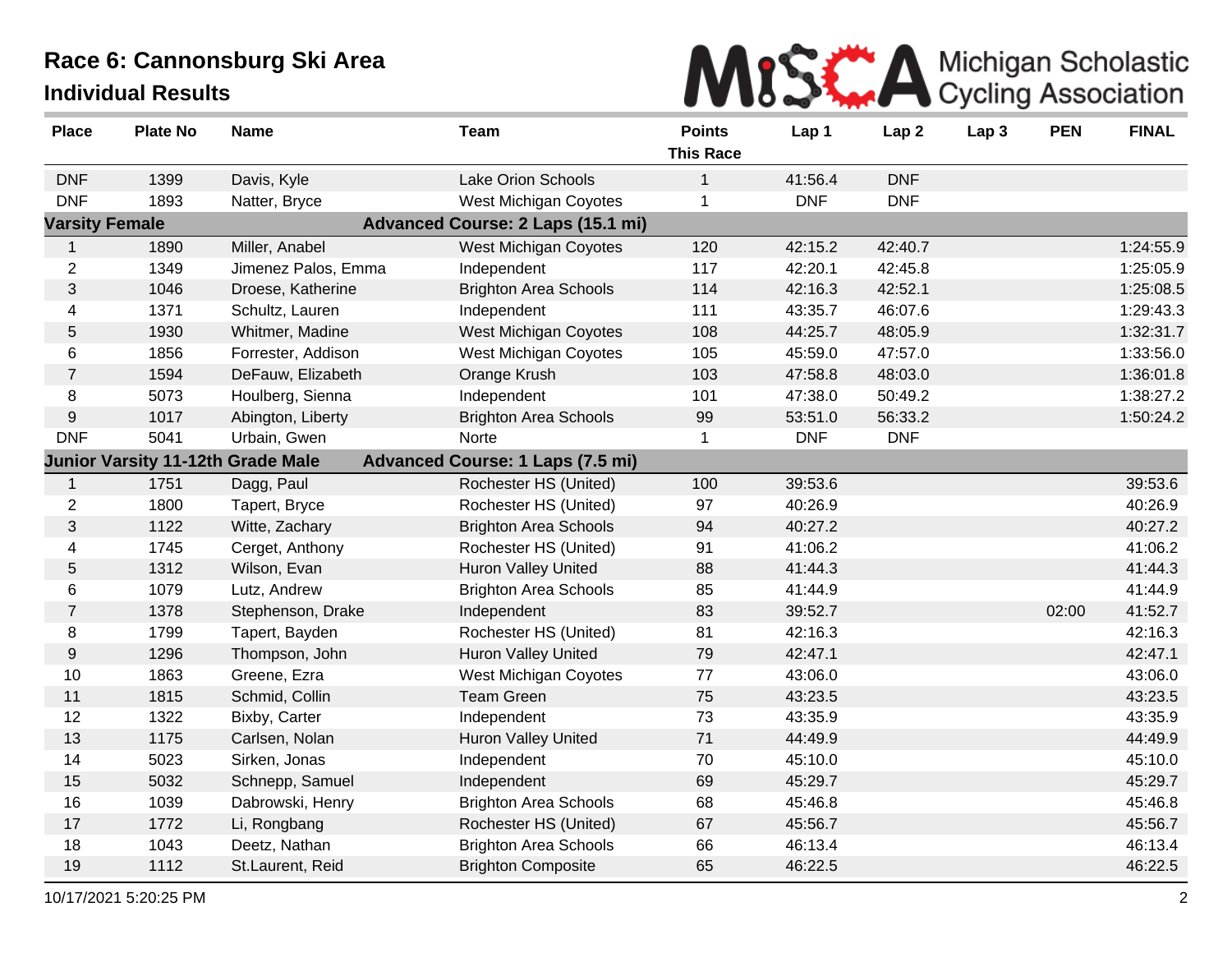# Race 6: Cannonsburg Ski Area

## Individual Results

MiSCA Michigan Scholastic Cycling Association

| Place | Plate No | Name | Team | Points This Race | Lap 1 | Lap 2 | Lap 3 | PEN | FINAL |
|---|---|---|---|---|---|---|---|---|---|
| DNF | 1399 | Davis, Kyle | Lake Orion Schools | 1 | 41:56.4 | DNF | | | |
| DNF | 1893 | Natter, Bryce | West Michigan Coyotes | 1 | DNF | DNF | | | |
| **Varsity Female** | | | **Advanced Course: 2 Laps (15.1 mi)** | | | | | | |
| 1 | 1890 | Miller, Anabel | West Michigan Coyotes | 120 | 42:15.2 | 42:40.7 | | | 1:24:55.9 |
| 2 | 1349 | Jimenez Palos, Emma | Independent | 117 | 42:20.1 | 42:45.8 | | | 1:25:05.9 |
| 3 | 1046 | Droese, Katherine | Brighton Area Schools | 114 | 42:16.3 | 42:52.1 | | | 1:25:08.5 |
| 4 | 1371 | Schultz, Lauren | Independent | 111 | 43:35.7 | 46:07.6 | | | 1:29:43.3 |
| 5 | 1930 | Whitmer, Madine | West Michigan Coyotes | 108 | 44:25.7 | 48:05.9 | | | 1:32:31.7 |
| 6 | 1856 | Forrester, Addison | West Michigan Coyotes | 105 | 45:59.0 | 47:57.0 | | | 1:33:56.0 |
| 7 | 1594 | DeFauw, Elizabeth | Orange Krush | 103 | 47:58.8 | 48:03.0 | | | 1:36:01.8 |
| 8 | 5073 | Houlberg, Sienna | Independent | 101 | 47:38.0 | 50:49.2 | | | 1:38:27.2 |
| 9 | 1017 | Abington, Liberty | Brighton Area Schools | 99 | 53:51.0 | 56:33.2 | | | 1:50:24.2 |
| DNF | 5041 | Urbain, Gwen | Norte | 1 | DNF | DNF | | | |
| **Junior Varsity 11-12th Grade Male** | | | **Advanced Course: 1 Laps (7.5 mi)** | | | | | | |
| 1 | 1751 | Dagg, Paul | Rochester HS (United) | 100 | 39:53.6 | | | | 39:53.6 |
| 2 | 1800 | Tapert, Bryce | Rochester HS (United) | 97 | 40:26.9 | | | | 40:26.9 |
| 3 | 1122 | Witte, Zachary | Brighton Area Schools | 94 | 40:27.2 | | | | 40:27.2 |
| 4 | 1745 | Cerget, Anthony | Rochester HS (United) | 91 | 41:06.2 | | | | 41:06.2 |
| 5 | 1312 | Wilson, Evan | Huron Valley United | 88 | 41:44.3 | | | | 41:44.3 |
| 6 | 1079 | Lutz, Andrew | Brighton Area Schools | 85 | 41:44.9 | | | | 41:44.9 |
| 7 | 1378 | Stephenson, Drake | Independent | 83 | 39:52.7 | | | 02:00 | 41:52.7 |
| 8 | 1799 | Tapert, Bayden | Rochester HS (United) | 81 | 42:16.3 | | | | 42:16.3 |
| 9 | 1296 | Thompson, John | Huron Valley United | 79 | 42:47.1 | | | | 42:47.1 |
| 10 | 1863 | Greene, Ezra | West Michigan Coyotes | 77 | 43:06.0 | | | | 43:06.0 |
| 11 | 1815 | Schmid, Collin | Team Green | 75 | 43:23.5 | | | | 43:23.5 |
| 12 | 1322 | Bixby, Carter | Independent | 73 | 43:35.9 | | | | 43:35.9 |
| 13 | 1175 | Carlsen, Nolan | Huron Valley United | 71 | 44:49.9 | | | | 44:49.9 |
| 14 | 5023 | Sirken, Jonas | Independent | 70 | 45:10.0 | | | | 45:10.0 |
| 15 | 5032 | Schnepp, Samuel | Independent | 69 | 45:29.7 | | | | 45:29.7 |
| 16 | 1039 | Dabrowski, Henry | Brighton Area Schools | 68 | 45:46.8 | | | | 45:46.8 |
| 17 | 1772 | Li, Rongbang | Rochester HS (United) | 67 | 45:56.7 | | | | 45:56.7 |
| 18 | 1043 | Deetz, Nathan | Brighton Area Schools | 66 | 46:13.4 | | | | 46:13.4 |
| 19 | 1112 | St.Laurent, Reid | Brighton Composite | 65 | 46:22.5 | | | | 46:22.5 |

10/17/2021 5:20:25 PM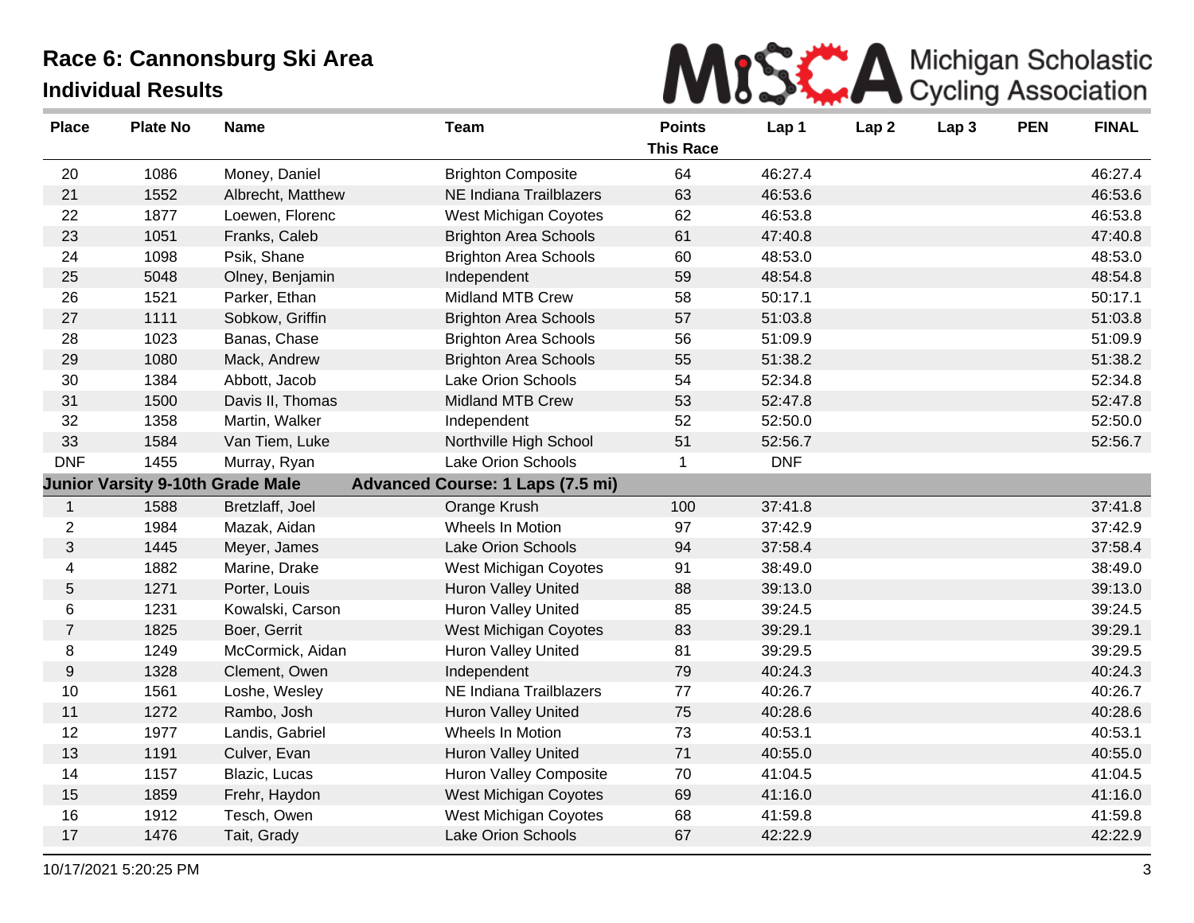# Race 6: Cannonsburg Ski Area

## Individual Results

Michigan Scholastic Cycling Association

| Place | Plate No | Name | Team | Points This Race | Lap 1 | Lap 2 | Lap 3 | PEN | FINAL |
|---|---|---|---|---|---|---|---|---|---|
| 20 | 1086 | Money, Daniel | Brighton Composite | 64 | 46:27.4 | | | | 46:27.4 |
| 21 | 1552 | Albrecht, Matthew | NE Indiana Trailblazers | 63 | 46:53.6 | | | | 46:53.6 |
| 22 | 1877 | Loewen, Florenc | West Michigan Coyotes | 62 | 46:53.8 | | | | 46:53.8 |
| 23 | 1051 | Franks, Caleb | Brighton Area Schools | 61 | 47:40.8 | | | | 47:40.8 |
| 24 | 1098 | Psik, Shane | Brighton Area Schools | 60 | 48:53.0 | | | | 48:53.0 |
| 25 | 5048 | Olney, Benjamin | Independent | 59 | 48:54.8 | | | | 48:54.8 |
| 26 | 1521 | Parker, Ethan | Midland MTB Crew | 58 | 50:17.1 | | | | 50:17.1 |
| 27 | 1111 | Sobkow, Griffin | Brighton Area Schools | 57 | 51:03.8 | | | | 51:03.8 |
| 28 | 1023 | Banas, Chase | Brighton Area Schools | 56 | 51:09.9 | | | | 51:09.9 |
| 29 | 1080 | Mack, Andrew | Brighton Area Schools | 55 | 51:38.2 | | | | 51:38.2 |
| 30 | 1384 | Abbott, Jacob | Lake Orion Schools | 54 | 52:34.8 | | | | 52:34.8 |
| 31 | 1500 | Davis II, Thomas | Midland MTB Crew | 53 | 52:47.8 | | | | 52:47.8 |
| 32 | 1358 | Martin, Walker | Independent | 52 | 52:50.0 | | | | 52:50.0 |
| 33 | 1584 | Van Tiem, Luke | Northville High School | 51 | 52:56.7 | | | | 52:56.7 |
| DNF | 1455 | Murray, Ryan | Lake Orion Schools | 1 | DNF | | | | |
| **Junior Varsity 9-10th Grade Male** | | | **Advanced Course: 1 Laps (7.5 mi)** | | | | | | |
| 1 | 1588 | Bretzlaff, Joel | Orange Krush | 100 | 37:41.8 | | | | 37:41.8 |
| 2 | 1984 | Mazak, Aidan | Wheels In Motion | 97 | 37:42.9 | | | | 37:42.9 |
| 3 | 1445 | Meyer, James | Lake Orion Schools | 94 | 37:58.4 | | | | 37:58.4 |
| 4 | 1882 | Marine, Drake | West Michigan Coyotes | 91 | 38:49.0 | | | | 38:49.0 |
| 5 | 1271 | Porter, Louis | Huron Valley United | 88 | 39:13.0 | | | | 39:13.0 |
| 6 | 1231 | Kowalski, Carson | Huron Valley United | 85 | 39:24.5 | | | | 39:24.5 |
| 7 | 1825 | Boer, Gerrit | West Michigan Coyotes | 83 | 39:29.1 | | | | 39:29.1 |
| 8 | 1249 | McCormick, Aidan | Huron Valley United | 81 | 39:29.5 | | | | 39:29.5 |
| 9 | 1328 | Clement, Owen | Independent | 79 | 40:24.3 | | | | 40:24.3 |
| 10 | 1561 | Loshe, Wesley | NE Indiana Trailblazers | 77 | 40:26.7 | | | | 40:26.7 |
| 11 | 1272 | Rambo, Josh | Huron Valley United | 75 | 40:28.6 | | | | 40:28.6 |
| 12 | 1977 | Landis, Gabriel | Wheels In Motion | 73 | 40:53.1 | | | | 40:53.1 |
| 13 | 1191 | Culver, Evan | Huron Valley United | 71 | 40:55.0 | | | | 40:55.0 |
| 14 | 1157 | Blazic, Lucas | Huron Valley Composite | 70 | 41:04.5 | | | | 41:04.5 |
| 15 | 1859 | Frehr, Haydon | West Michigan Coyotes | 69 | 41:16.0 | | | | 41:16.0 |
| 16 | 1912 | Tesch, Owen | West Michigan Coyotes | 68 | 41:59.8 | | | | 41:59.8 |
| 17 | 1476 | Tait, Grady | Lake Orion Schools | 67 | 42:22.9 | | | | 42:22.9 |

10/17/2021 5:20:25 PM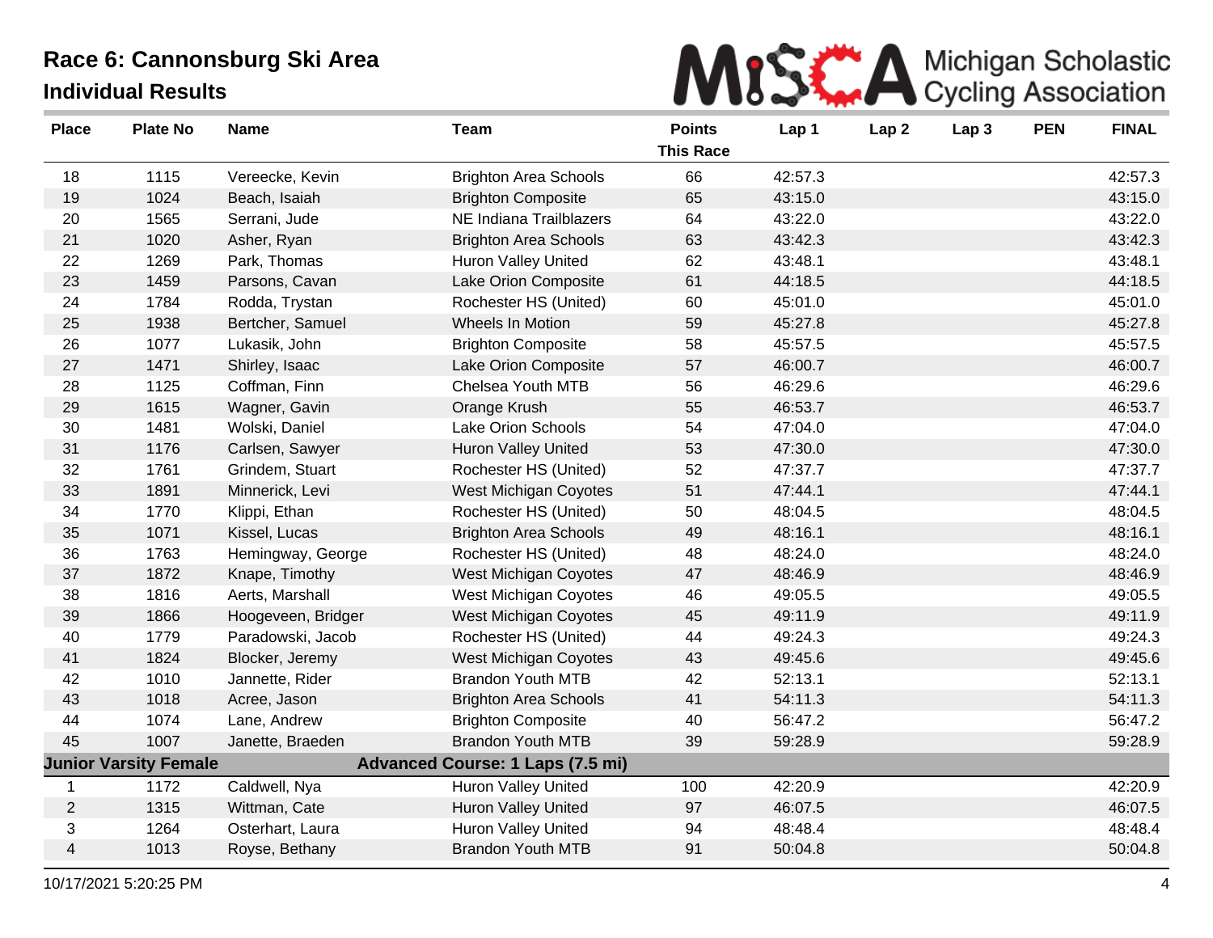# Race 6: Cannonsburg Ski Area

## Individual Results

| Place | Plate No | Name | Team | Points This Race | Lap 1 | Lap 2 | Lap 3 | PEN | FINAL |
|---|---|---|---|---|---|---|---|---|---|
| 18 | 1115 | Vereecke, Kevin | Brighton Area Schools | 66 | 42:57.3 | | | | 42:57.3 |
| 19 | 1024 | Beach, Isaiah | Brighton Composite | 65 | 43:15.0 | | | | 43:15.0 |
| 20 | 1565 | Serrani, Jude | NE Indiana Trailblazers | 64 | 43:22.0 | | | | 43:22.0 |
| 21 | 1020 | Asher, Ryan | Brighton Area Schools | 63 | 43:42.3 | | | | 43:42.3 |
| 22 | 1269 | Park, Thomas | Huron Valley United | 62 | 43:48.1 | | | | 43:48.1 |
| 23 | 1459 | Parsons, Cavan | Lake Orion Composite | 61 | 44:18.5 | | | | 44:18.5 |
| 24 | 1784 | Rodda, Trystan | Rochester HS (United) | 60 | 45:01.0 | | | | 45:01.0 |
| 25 | 1938 | Bertcher, Samuel | Wheels In Motion | 59 | 45:27.8 | | | | 45:27.8 |
| 26 | 1077 | Lukasik, John | Brighton Composite | 58 | 45:57.5 | | | | 45:57.5 |
| 27 | 1471 | Shirley, Isaac | Lake Orion Composite | 57 | 46:00.7 | | | | 46:00.7 |
| 28 | 1125 | Coffman, Finn | Chelsea Youth MTB | 56 | 46:29.6 | | | | 46:29.6 |
| 29 | 1615 | Wagner, Gavin | Orange Krush | 55 | 46:53.7 | | | | 46:53.7 |
| 30 | 1481 | Wolski, Daniel | Lake Orion Schools | 54 | 47:04.0 | | | | 47:04.0 |
| 31 | 1176 | Carlsen, Sawyer | Huron Valley United | 53 | 47:30.0 | | | | 47:30.0 |
| 32 | 1761 | Grindem, Stuart | Rochester HS (United) | 52 | 47:37.7 | | | | 47:37.7 |
| 33 | 1891 | Minnerick, Levi | West Michigan Coyotes | 51 | 47:44.1 | | | | 47:44.1 |
| 34 | 1770 | Klippi, Ethan | Rochester HS (United) | 50 | 48:04.5 | | | | 48:04.5 |
| 35 | 1071 | Kissel, Lucas | Brighton Area Schools | 49 | 48:16.1 | | | | 48:16.1 |
| 36 | 1763 | Hemingway, George | Rochester HS (United) | 48 | 48:24.0 | | | | 48:24.0 |
| 37 | 1872 | Knape, Timothy | West Michigan Coyotes | 47 | 48:46.9 | | | | 48:46.9 |
| 38 | 1816 | Aerts, Marshall | West Michigan Coyotes | 46 | 49:05.5 | | | | 49:05.5 |
| 39 | 1866 | Hoogeveen, Bridger | West Michigan Coyotes | 45 | 49:11.9 | | | | 49:11.9 |
| 40 | 1779 | Paradowski, Jacob | Rochester HS (United) | 44 | 49:24.3 | | | | 49:24.3 |
| 41 | 1824 | Blocker, Jeremy | West Michigan Coyotes | 43 | 49:45.6 | | | | 49:45.6 |
| 42 | 1010 | Jannette, Rider | Brandon Youth MTB | 42 | 52:13.1 | | | | 52:13.1 |
| 43 | 1018 | Acree, Jason | Brighton Area Schools | 41 | 54:11.3 | | | | 54:11.3 |
| 44 | 1074 | Lane, Andrew | Brighton Composite | 40 | 56:47.2 | | | | 56:47.2 |
| 45 | 1007 | Janette, Braeden | Brandon Youth MTB | 39 | 59:28.9 | | | | 59:28.9 |
| **Junior Varsity Female** | | | **Advanced Course: 1 Laps (7.5 mi)** | | | | | | |
| 1 | 1172 | Caldwell, Nya | Huron Valley United | 100 | 42:20.9 | | | | 42:20.9 |
| 2 | 1315 | Wittman, Cate | Huron Valley United | 97 | 46:07.5 | | | | 46:07.5 |
| 3 | 1264 | Osterhart, Laura | Huron Valley United | 94 | 48:48.4 | | | | 48:48.4 |
| 4 | 1013 | Royse, Bethany | Brandon Youth MTB | 91 | 50:04.8 | | | | 50:04.8 |

10/17/2021 5:20:25 PM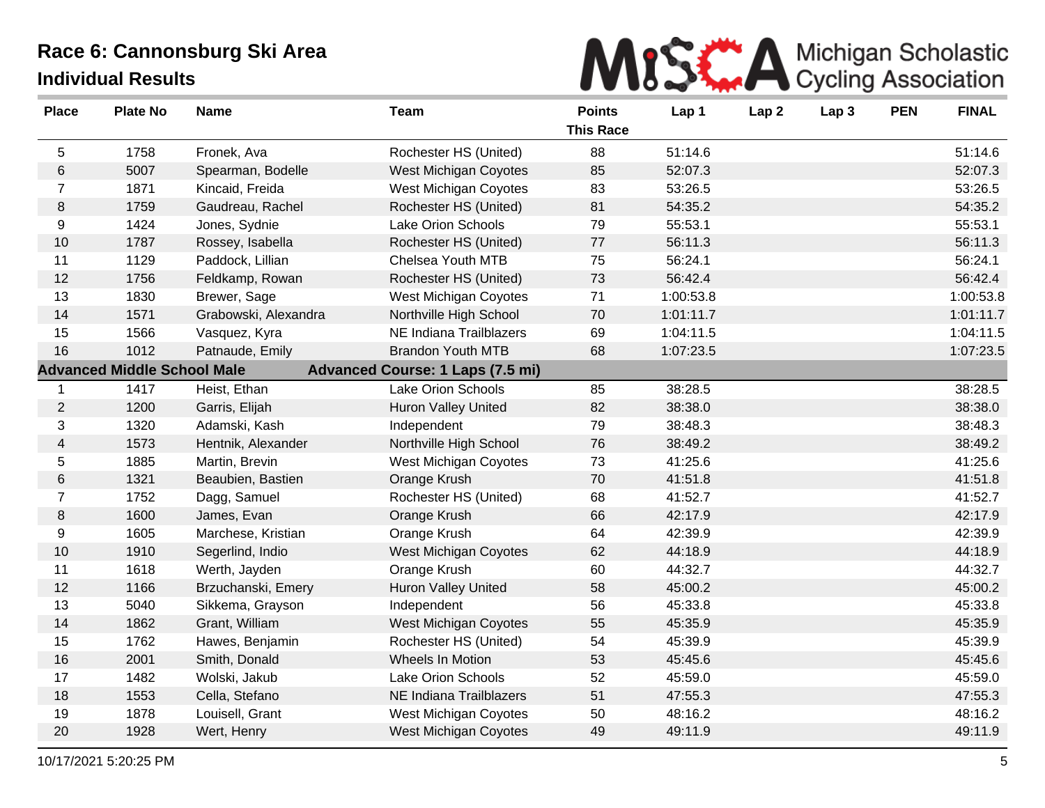# Race 6: Cannonsburg Ski Area

## Individual Results

| Place | Plate No | Name | Team | Points This Race | Lap 1 | Lap 2 | Lap 3 | PEN | FINAL |
|---|---|---|---|---|---|---|---|---|---|
| 5 | 1758 | Fronek, Ava | Rochester HS (United) | 88 | 51:14.6 | | | | 51:14.6 |
| 6 | 5007 | Spearman, Bodelle | West Michigan Coyotes | 85 | 52:07.3 | | | | 52:07.3 |
| 7 | 1871 | Kincaid, Freida | West Michigan Coyotes | 83 | 53:26.5 | | | | 53:26.5 |
| 8 | 1759 | Gaudreau, Rachel | Rochester HS (United) | 81 | 54:35.2 | | | | 54:35.2 |
| 9 | 1424 | Jones, Sydnie | Lake Orion Schools | 79 | 55:53.1 | | | | 55:53.1 |
| 10 | 1787 | Rossey, Isabella | Rochester HS (United) | 77 | 56:11.3 | | | | 56:11.3 |
| 11 | 1129 | Paddock, Lillian | Chelsea Youth MTB | 75 | 56:24.1 | | | | 56:24.1 |
| 12 | 1756 | Feldkamp, Rowan | Rochester HS (United) | 73 | 56:42.4 | | | | 56:42.4 |
| 13 | 1830 | Brewer, Sage | West Michigan Coyotes | 71 | 1:00:53.8 | | | | 1:00:53.8 |
| 14 | 1571 | Grabowski, Alexandra | Northville High School | 70 | 1:01:11.7 | | | | 1:01:11.7 |
| 15 | 1566 | Vasquez, Kyra | NE Indiana Trailblazers | 69 | 1:04:11.5 | | | | 1:04:11.5 |
| 16 | 1012 | Patnaude, Emily | Brandon Youth MTB | 68 | 1:07:23.5 | | | | 1:07:23.5 |
| **Advanced Middle School Male** | | | **Advanced Course: 1 Laps (7.5 mi)** | | | | | | |
| 1 | 1417 | Heist, Ethan | Lake Orion Schools | 85 | 38:28.5 | | | | 38:28.5 |
| 2 | 1200 | Garris, Elijah | Huron Valley United | 82 | 38:38.0 | | | | 38:38.0 |
| 3 | 1320 | Adamski, Kash | Independent | 79 | 38:48.3 | | | | 38:48.3 |
| 4 | 1573 | Hentnik, Alexander | Northville High School | 76 | 38:49.2 | | | | 38:49.2 |
| 5 | 1885 | Martin, Brevin | West Michigan Coyotes | 73 | 41:25.6 | | | | 41:25.6 |
| 6 | 1321 | Beaubien, Bastien | Orange Krush | 70 | 41:51.8 | | | | 41:51.8 |
| 7 | 1752 | Dagg, Samuel | Rochester HS (United) | 68 | 41:52.7 | | | | 41:52.7 |
| 8 | 1600 | James, Evan | Orange Krush | 66 | 42:17.9 | | | | 42:17.9 |
| 9 | 1605 | Marchese, Kristian | Orange Krush | 64 | 42:39.9 | | | | 42:39.9 |
| 10 | 1910 | Segerlind, Indio | West Michigan Coyotes | 62 | 44:18.9 | | | | 44:18.9 |
| 11 | 1618 | Werth, Jayden | Orange Krush | 60 | 44:32.7 | | | | 44:32.7 |
| 12 | 1166 | Brzuchanski, Emery | Huron Valley United | 58 | 45:00.2 | | | | 45:00.2 |
| 13 | 5040 | Sikkema, Grayson | Independent | 56 | 45:33.8 | | | | 45:33.8 |
| 14 | 1862 | Grant, William | West Michigan Coyotes | 55 | 45:35.9 | | | | 45:35.9 |
| 15 | 1762 | Hawes, Benjamin | Rochester HS (United) | 54 | 45:39.9 | | | | 45:39.9 |
| 16 | 2001 | Smith, Donald | Wheels In Motion | 53 | 45:45.6 | | | | 45:45.6 |
| 17 | 1482 | Wolski, Jakub | Lake Orion Schools | 52 | 45:59.0 | | | | 45:59.0 |
| 18 | 1553 | Cella, Stefano | NE Indiana Trailblazers | 51 | 47:55.3 | | | | 47:55.3 |
| 19 | 1878 | Louisell, Grant | West Michigan Coyotes | 50 | 48:16.2 | | | | 48:16.2 |
| 20 | 1928 | Wert, Henry | West Michigan Coyotes | 49 | 49:11.9 | | | | 49:11.9 |

10/17/2021 5:20:25 PM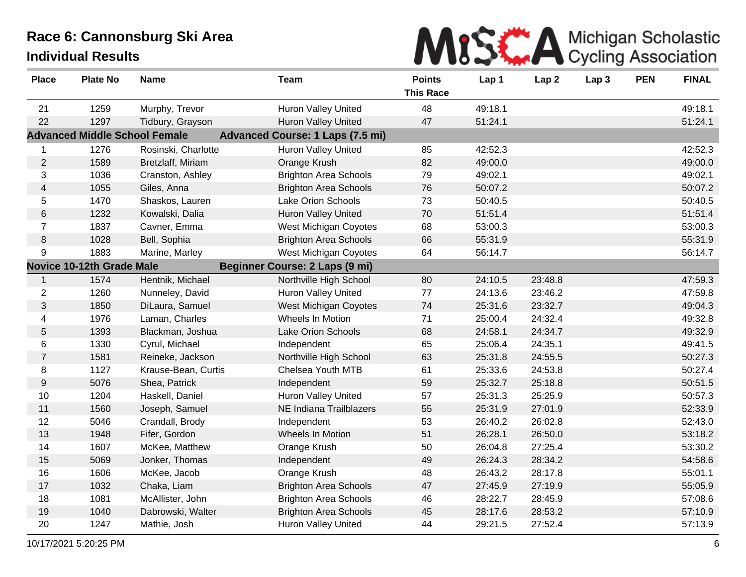# Race 6: Cannonsburg Ski Area

## Individual Results

Michigan Scholastic Cycling Association

| Place | Plate No | Name | Team | Points This Race | Lap 1 | Lap 2 | Lap 3 | PEN | FINAL |
|---|---|---|---|---|---|---|---|---|---|
| 21 | 1259 | Murphy, Trevor | Huron Valley United | 48 | 49:18.1 | | | | 49:18.1 |
| 22 | 1297 | Tidbury, Grayson | Huron Valley United | 47 | 51:24.1 | | | | 51:24.1 |
| **Advanced Middle School Female** | | | **Advanced Course: 1 Laps (7.5 mi)** | | | | | | |
| 1 | 1276 | Rosinski, Charlotte | Huron Valley United | 85 | 42:52.3 | | | | 42:52.3 |
| 2 | 1589 | Bretzlaff, Miriam | Orange Krush | 82 | 49:00.0 | | | | 49:00.0 |
| 3 | 1036 | Cranston, Ashley | Brighton Area Schools | 79 | 49:02.1 | | | | 49:02.1 |
| 4 | 1055 | Giles, Anna | Brighton Area Schools | 76 | 50:07.2 | | | | 50:07.2 |
| 5 | 1470 | Shaskos, Lauren | Lake Orion Schools | 73 | 50:40.5 | | | | 50:40.5 |
| 6 | 1232 | Kowalski, Dalia | Huron Valley United | 70 | 51:51.4 | | | | 51:51.4 |
| 7 | 1837 | Cavner, Emma | West Michigan Coyotes | 68 | 53:00.3 | | | | 53:00.3 |
| 8 | 1028 | Bell, Sophia | Brighton Area Schools | 66 | 55:31.9 | | | | 55:31.9 |
| 9 | 1883 | Marine, Marley | West Michigan Coyotes | 64 | 56:14.7 | | | | 56:14.7 |
| **Novice 10-12th Grade Male** | | | **Beginner Course: 2 Laps (9 mi)** | | | | | | |
| 1 | 1574 | Hentnik, Michael | Northville High School | 80 | 24:10.5 | 23:48.8 | | | 47:59.3 |
| 2 | 1260 | Nunneley, David | Huron Valley United | 77 | 24:13.6 | 23:46.2 | | | 47:59.8 |
| 3 | 1850 | DiLaura, Samuel | West Michigan Coyotes | 74 | 25:31.6 | 23:32.7 | | | 49:04.3 |
| 4 | 1976 | Laman, Charles | Wheels In Motion | 71 | 25:00.4 | 24:32.4 | | | 49:32.8 |
| 5 | 1393 | Blackman, Joshua | Lake Orion Schools | 68 | 24:58.1 | 24:34.7 | | | 49:32.9 |
| 6 | 1330 | Cyrul, Michael | Independent | 65 | 25:06.4 | 24:35.1 | | | 49:41.5 |
| 7 | 1581 | Reineke, Jackson | Northville High School | 63 | 25:31.8 | 24:55.5 | | | 50:27.3 |
| 8 | 1127 | Krause-Bean, Curtis | Chelsea Youth MTB | 61 | 25:33.6 | 24:53.8 | | | 50:27.4 |
| 9 | 5076 | Shea, Patrick | Independent | 59 | 25:32.7 | 25:18.8 | | | 50:51.5 |
| 10 | 1204 | Haskell, Daniel | Huron Valley United | 57 | 25:31.3 | 25:25.9 | | | 50:57.3 |
| 11 | 1560 | Joseph, Samuel | NE Indiana Trailblazers | 55 | 25:31.9 | 27:01.9 | | | 52:33.9 |
| 12 | 5046 | Crandall, Brody | Independent | 53 | 26:40.2 | 26:02.8 | | | 52:43.0 |
| 13 | 1948 | Fifer, Gordon | Wheels In Motion | 51 | 26:28.1 | 26:50.0 | | | 53:18.2 |
| 14 | 1607 | McKee, Matthew | Orange Krush | 50 | 26:04.8 | 27:25.4 | | | 53:30.2 |
| 15 | 5069 | Jonker, Thomas | Independent | 49 | 26:24.3 | 28:34.2 | | | 54:58.6 |
| 16 | 1606 | McKee, Jacob | Orange Krush | 48 | 26:43.2 | 28:17.8 | | | 55:01.1 |
| 17 | 1032 | Chaka, Liam | Brighton Area Schools | 47 | 27:45.9 | 27:19.9 | | | 55:05.9 |
| 18 | 1081 | McAllister, John | Brighton Area Schools | 46 | 28:22.7 | 28:45.9 | | | 57:08.6 |
| 19 | 1040 | Dabrowski, Walter | Brighton Area Schools | 45 | 28:17.6 | 28:53.2 | | | 57:10.9 |
| 20 | 1247 | Mathie, Josh | Huron Valley United | 44 | 29:21.5 | 27:52.4 | | | 57:13.9 |

10/17/2021 5:20:25 PM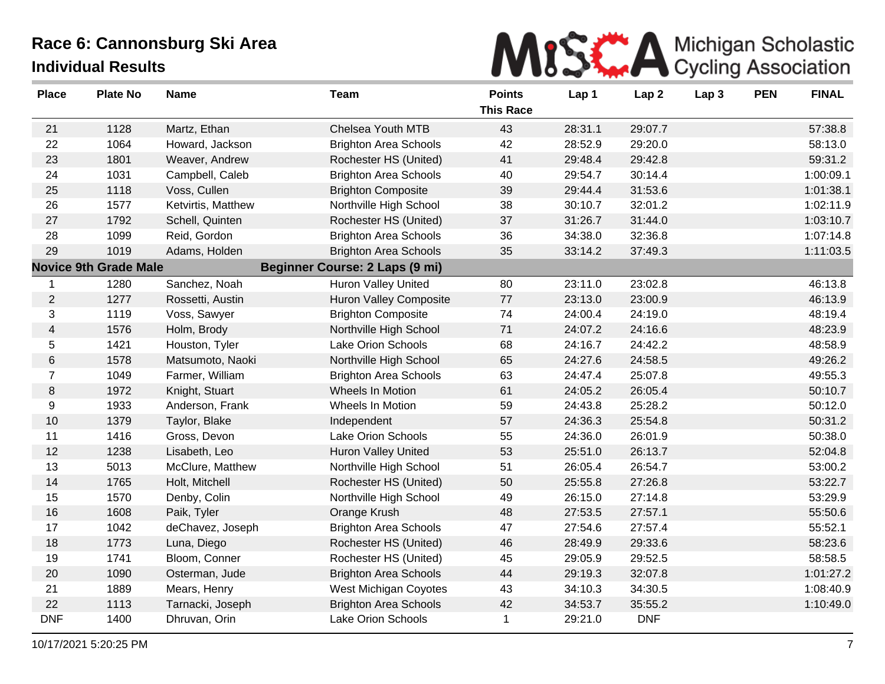# Race 6: Cannonsburg Ski Area

## Individual Results

Michigan Scholastic Cycling Association

| Place | Plate No | Name | Team | Points This Race | Lap 1 | Lap 2 | Lap 3 | PEN | FINAL |
|---|---|---|---|---|---|---|---|---|---|
| 21 | 1128 | Martz, Ethan | Chelsea Youth MTB | 43 | 28:31.1 | 29:07.7 | | | 57:38.8 |
| 22 | 1064 | Howard, Jackson | Brighton Area Schools | 42 | 28:52.9 | 29:20.0 | | | 58:13.0 |
| 23 | 1801 | Weaver, Andrew | Rochester HS (United) | 41 | 29:48.4 | 29:42.8 | | | 59:31.2 |
| 24 | 1031 | Campbell, Caleb | Brighton Area Schools | 40 | 29:54.7 | 30:14.4 | | | 1:00:09.1 |
| 25 | 1118 | Voss, Cullen | Brighton Composite | 39 | 29:44.4 | 31:53.6 | | | 1:01:38.1 |
| 26 | 1577 | Ketvirtis, Matthew | Northville High School | 38 | 30:10.7 | 32:01.2 | | | 1:02:11.9 |
| 27 | 1792 | Schell, Quinten | Rochester HS (United) | 37 | 31:26.7 | 31:44.0 | | | 1:03:10.7 |
| 28 | 1099 | Reid, Gordon | Brighton Area Schools | 36 | 34:38.0 | 32:36.8 | | | 1:07:14.8 |
| 29 | 1019 | Adams, Holden | Brighton Area Schools | 35 | 33:14.2 | 37:49.3 | | | 1:11:03.5 |
| **Novice 9th Grade Male** | | | **Beginner Course: 2 Laps (9 mi)** | | | | | | |
| 1 | 1280 | Sanchez, Noah | Huron Valley United | 80 | 23:11.0 | 23:02.8 | | | 46:13.8 |
| 2 | 1277 | Rossetti, Austin | Huron Valley Composite | 77 | 23:13.0 | 23:00.9 | | | 46:13.9 |
| 3 | 1119 | Voss, Sawyer | Brighton Composite | 74 | 24:00.4 | 24:19.0 | | | 48:19.4 |
| 4 | 1576 | Holm, Brody | Northville High School | 71 | 24:07.2 | 24:16.6 | | | 48:23.9 |
| 5 | 1421 | Houston, Tyler | Lake Orion Schools | 68 | 24:16.7 | 24:42.2 | | | 48:58.9 |
| 6 | 1578 | Matsumoto, Naoki | Northville High School | 65 | 24:27.6 | 24:58.5 | | | 49:26.2 |
| 7 | 1049 | Farmer, William | Brighton Area Schools | 63 | 24:47.4 | 25:07.8 | | | 49:55.3 |
| 8 | 1972 | Knight, Stuart | Wheels In Motion | 61 | 24:05.2 | 26:05.4 | | | 50:10.7 |
| 9 | 1933 | Anderson, Frank | Wheels In Motion | 59 | 24:43.8 | 25:28.2 | | | 50:12.0 |
| 10 | 1379 | Taylor, Blake | Independent | 57 | 24:36.3 | 25:54.8 | | | 50:31.2 |
| 11 | 1416 | Gross, Devon | Lake Orion Schools | 55 | 24:36.0 | 26:01.9 | | | 50:38.0 |
| 12 | 1238 | Lisabeth, Leo | Huron Valley United | 53 | 25:51.0 | 26:13.7 | | | 52:04.8 |
| 13 | 5013 | McClure, Matthew | Northville High School | 51 | 26:05.4 | 26:54.7 | | | 53:00.2 |
| 14 | 1765 | Holt, Mitchell | Rochester HS (United) | 50 | 25:55.8 | 27:26.8 | | | 53:22.7 |
| 15 | 1570 | Denby, Colin | Northville High School | 49 | 26:15.0 | 27:14.8 | | | 53:29.9 |
| 16 | 1608 | Paik, Tyler | Orange Krush | 48 | 27:53.5 | 27:57.1 | | | 55:50.6 |
| 17 | 1042 | deChavez, Joseph | Brighton Area Schools | 47 | 27:54.6 | 27:57.4 | | | 55:52.1 |
| 18 | 1773 | Luna, Diego | Rochester HS (United) | 46 | 28:49.9 | 29:33.6 | | | 58:23.6 |
| 19 | 1741 | Bloom, Conner | Rochester HS (United) | 45 | 29:05.9 | 29:52.5 | | | 58:58.5 |
| 20 | 1090 | Osterman, Jude | Brighton Area Schools | 44 | 29:19.3 | 32:07.8 | | | 1:01:27.2 |
| 21 | 1889 | Mears, Henry | West Michigan Coyotes | 43 | 34:10.3 | 34:30.5 | | | 1:08:40.9 |
| 22 | 1113 | Tarnacki, Joseph | Brighton Area Schools | 42 | 34:53.7 | 35:55.2 | | | 1:10:49.0 |
| DNF | 1400 | Dhruvan, Orin | Lake Orion Schools | 1 | 29:21.0 | DNF | | | |

10/17/2021 5:20:25 PM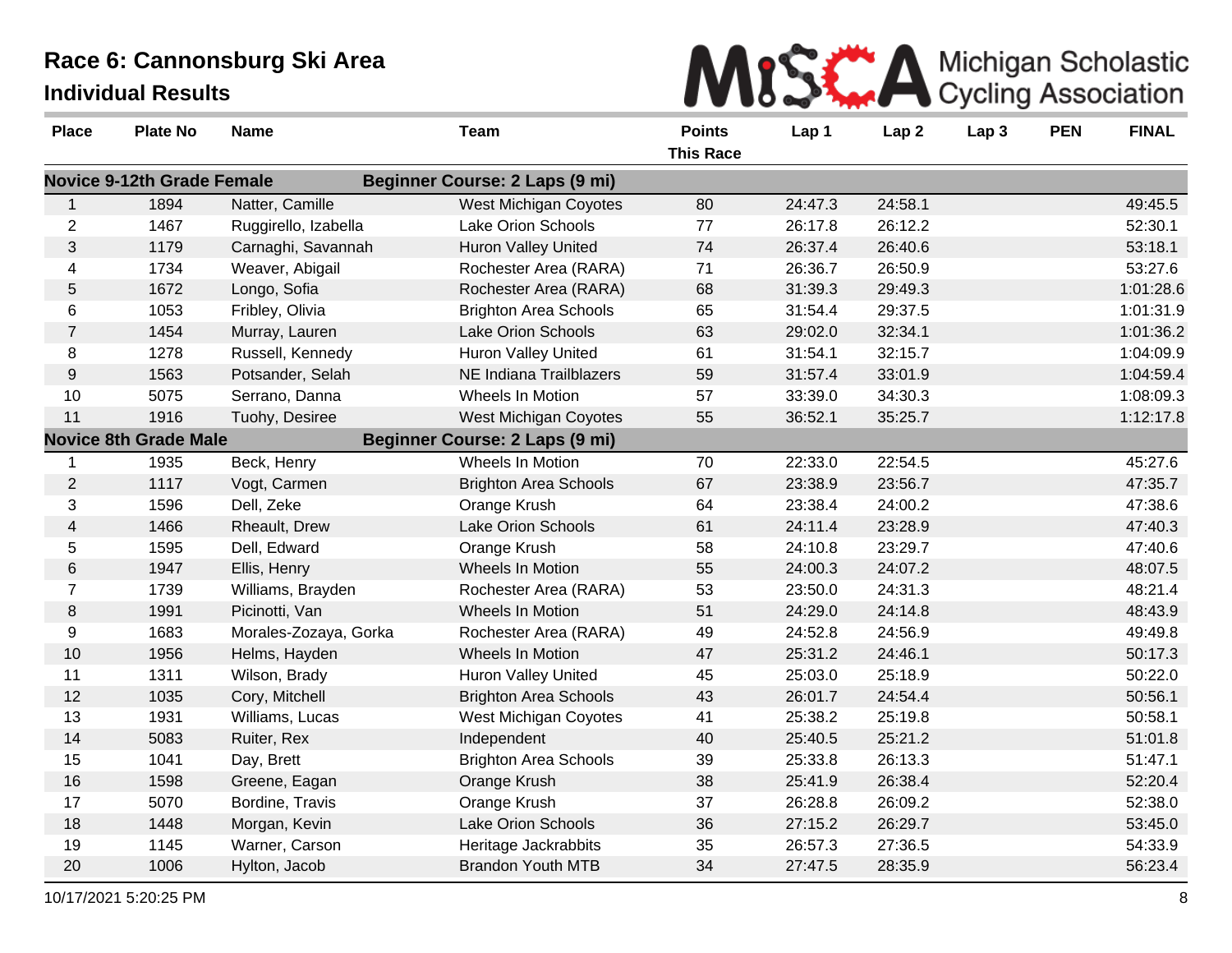# Race 6: Cannonsburg Ski Area

## Individual Results

MiSCA Michigan Scholastic Cycling Association

| Place | Plate No | Name | Team | Points This Race | Lap 1 | Lap 2 | Lap 3 | PEN | FINAL |
|---|---|---|---|---|---|---|---|---|---|
| **Novice 9-12th Grade Female** | | **Beginner Course: 2 Laps (9 mi)** | | | | | | | |
| 1 | 1894 | Natter, Camille | West Michigan Coyotes | 80 | 24:47.3 | 24:58.1 | | | 49:45.5 |
| 2 | 1467 | Ruggirello, Izabella | Lake Orion Schools | 77 | 26:17.8 | 26:12.2 | | | 52:30.1 |
| 3 | 1179 | Carnaghi, Savannah | Huron Valley United | 74 | 26:37.4 | 26:40.6 | | | 53:18.1 |
| 4 | 1734 | Weaver, Abigail | Rochester Area (RARA) | 71 | 26:36.7 | 26:50.9 | | | 53:27.6 |
| 5 | 1672 | Longo, Sofia | Rochester Area (RARA) | 68 | 31:39.3 | 29:49.3 | | | 1:01:28.6 |
| 6 | 1053 | Fribley, Olivia | Brighton Area Schools | 65 | 31:54.4 | 29:37.5 | | | 1:01:31.9 |
| 7 | 1454 | Murray, Lauren | Lake Orion Schools | 63 | 29:02.0 | 32:34.1 | | | 1:01:36.2 |
| 8 | 1278 | Russell, Kennedy | Huron Valley United | 61 | 31:54.1 | 32:15.7 | | | 1:04:09.9 |
| 9 | 1563 | Potsander, Selah | NE Indiana Trailblazers | 59 | 31:57.4 | 33:01.9 | | | 1:04:59.4 |
| 10 | 5075 | Serrano, Danna | Wheels In Motion | 57 | 33:39.0 | 34:30.3 | | | 1:08:09.3 |
| 11 | 1916 | Tuohy, Desiree | West Michigan Coyotes | 55 | 36:52.1 | 35:25.7 | | | 1:12:17.8 |
| **Novice 8th Grade Male** | | **Beginner Course: 2 Laps (9 mi)** | | | | | | | |
| 1 | 1935 | Beck, Henry | Wheels In Motion | 70 | 22:33.0 | 22:54.5 | | | 45:27.6 |
| 2 | 1117 | Vogt, Carmen | Brighton Area Schools | 67 | 23:38.9 | 23:56.7 | | | 47:35.7 |
| 3 | 1596 | Dell, Zeke | Orange Krush | 64 | 23:38.4 | 24:00.2 | | | 47:38.6 |
| 4 | 1466 | Rheault, Drew | Lake Orion Schools | 61 | 24:11.4 | 23:28.9 | | | 47:40.3 |
| 5 | 1595 | Dell, Edward | Orange Krush | 58 | 24:10.8 | 23:29.7 | | | 47:40.6 |
| 6 | 1947 | Ellis, Henry | Wheels In Motion | 55 | 24:00.3 | 24:07.2 | | | 48:07.5 |
| 7 | 1739 | Williams, Brayden | Rochester Area (RARA) | 53 | 23:50.0 | 24:31.3 | | | 48:21.4 |
| 8 | 1991 | Picinotti, Van | Wheels In Motion | 51 | 24:29.0 | 24:14.8 | | | 48:43.9 |
| 9 | 1683 | Morales-Zozaya, Gorka | Rochester Area (RARA) | 49 | 24:52.8 | 24:56.9 | | | 49:49.8 |
| 10 | 1956 | Helms, Hayden | Wheels In Motion | 47 | 25:31.2 | 24:46.1 | | | 50:17.3 |
| 11 | 1311 | Wilson, Brady | Huron Valley United | 45 | 25:03.0 | 25:18.9 | | | 50:22.0 |
| 12 | 1035 | Cory, Mitchell | Brighton Area Schools | 43 | 26:01.7 | 24:54.4 | | | 50:56.1 |
| 13 | 1931 | Williams, Lucas | West Michigan Coyotes | 41 | 25:38.2 | 25:19.8 | | | 50:58.1 |
| 14 | 5083 | Ruiter, Rex | Independent | 40 | 25:40.5 | 25:21.2 | | | 51:01.8 |
| 15 | 1041 | Day, Brett | Brighton Area Schools | 39 | 25:33.8 | 26:13.3 | | | 51:47.1 |
| 16 | 1598 | Greene, Eagan | Orange Krush | 38 | 25:41.9 | 26:38.4 | | | 52:20.4 |
| 17 | 5070 | Bordine, Travis | Orange Krush | 37 | 26:28.8 | 26:09.2 | | | 52:38.0 |
| 18 | 1448 | Morgan, Kevin | Lake Orion Schools | 36 | 27:15.2 | 26:29.7 | | | 53:45.0 |
| 19 | 1145 | Warner, Carson | Heritage Jackrabbits | 35 | 26:57.3 | 27:36.5 | | | 54:33.9 |
| 20 | 1006 | Hylton, Jacob | Brandon Youth MTB | 34 | 27:47.5 | 28:35.9 | | | 56:23.4 |

10/17/2021 5:20:25 PM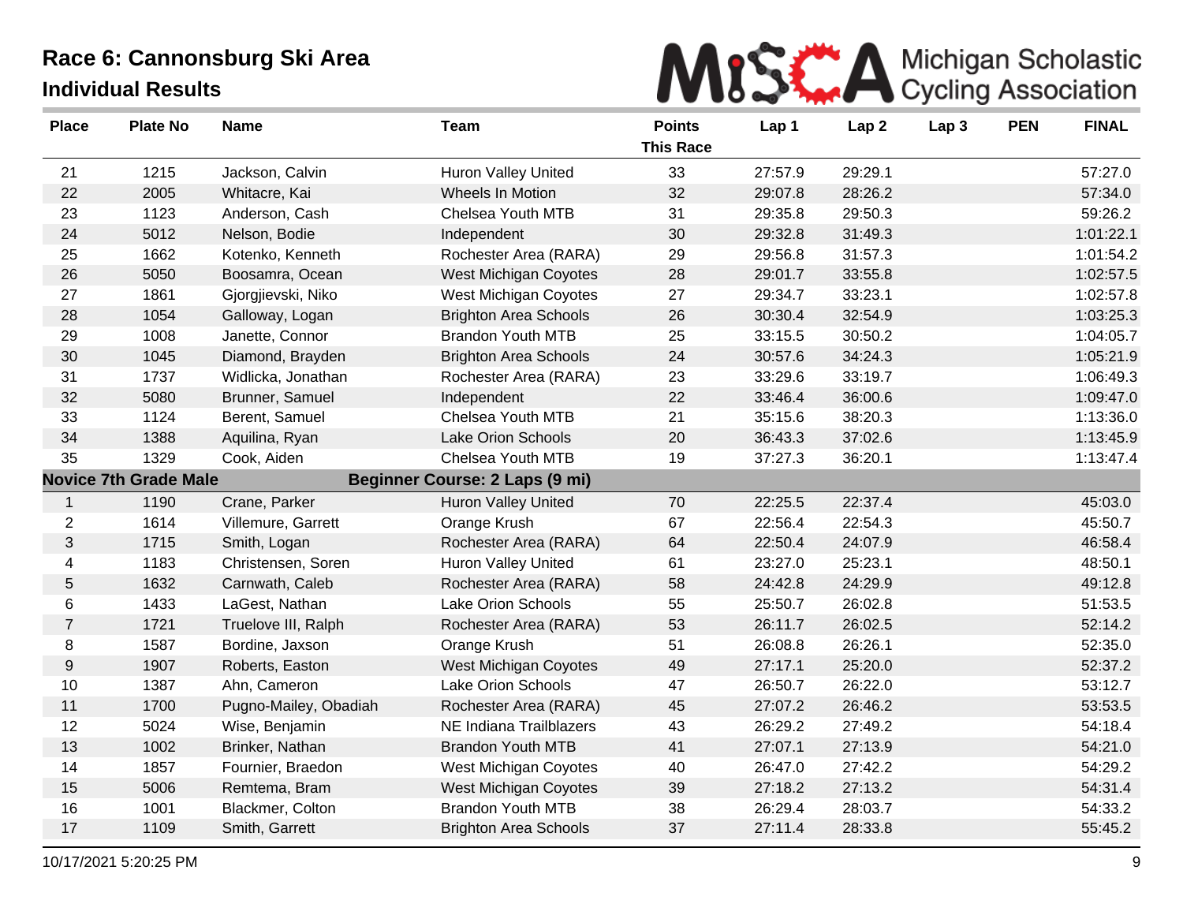# Race 6: Cannonsburg Ski Area

## Individual Results

MiSCA Michigan Scholastic Cycling Association

| Place | Plate No | Name | Team | Points This Race | Lap 1 | Lap 2 | Lap 3 | PEN | FINAL |
|---|---|---|---|---|---|---|---|---|---|
| 21 | 1215 | Jackson, Calvin | Huron Valley United | 33 | 27:57.9 | 29:29.1 | | | 57:27.0 |
| 22 | 2005 | Whitacre, Kai | Wheels In Motion | 32 | 29:07.8 | 28:26.2 | | | 57:34.0 |
| 23 | 1123 | Anderson, Cash | Chelsea Youth MTB | 31 | 29:35.8 | 29:50.3 | | | 59:26.2 |
| 24 | 5012 | Nelson, Bodie | Independent | 30 | 29:32.8 | 31:49.3 | | | 1:01:22.1 |
| 25 | 1662 | Kotenko, Kenneth | Rochester Area (RARA) | 29 | 29:56.8 | 31:57.3 | | | 1:01:54.2 |
| 26 | 5050 | Boosamra, Ocean | West Michigan Coyotes | 28 | 29:01.7 | 33:55.8 | | | 1:02:57.5 |
| 27 | 1861 | Gjorgjievski, Niko | West Michigan Coyotes | 27 | 29:34.7 | 33:23.1 | | | 1:02:57.8 |
| 28 | 1054 | Galloway, Logan | Brighton Area Schools | 26 | 30:30.4 | 32:54.9 | | | 1:03:25.3 |
| 29 | 1008 | Janette, Connor | Brandon Youth MTB | 25 | 33:15.5 | 30:50.2 | | | 1:04:05.7 |
| 30 | 1045 | Diamond, Brayden | Brighton Area Schools | 24 | 30:57.6 | 34:24.3 | | | 1:05:21.9 |
| 31 | 1737 | Widlicka, Jonathan | Rochester Area (RARA) | 23 | 33:29.6 | 33:19.7 | | | 1:06:49.3 |
| 32 | 5080 | Brunner, Samuel | Independent | 22 | 33:46.4 | 36:00.6 | | | 1:09:47.0 |
| 33 | 1124 | Berent, Samuel | Chelsea Youth MTB | 21 | 35:15.6 | 38:20.3 | | | 1:13:36.0 |
| 34 | 1388 | Aquilina, Ryan | Lake Orion Schools | 20 | 36:43.3 | 37:02.6 | | | 1:13:45.9 |
| 35 | 1329 | Cook, Aiden | Chelsea Youth MTB | 19 | 37:27.3 | 36:20.1 | | | 1:13:47.4 |
| **Novice 7th Grade Male** | | **Beginner Course: 2 Laps (9 mi)** | | | | | | | |
| 1 | 1190 | Crane, Parker | Huron Valley United | 70 | 22:25.5 | 22:37.4 | | | 45:03.0 |
| 2 | 1614 | Villemure, Garrett | Orange Krush | 67 | 22:56.4 | 22:54.3 | | | 45:50.7 |
| 3 | 1715 | Smith, Logan | Rochester Area (RARA) | 64 | 22:50.4 | 24:07.9 | | | 46:58.4 |
| 4 | 1183 | Christensen, Soren | Huron Valley United | 61 | 23:27.0 | 25:23.1 | | | 48:50.1 |
| 5 | 1632 | Carnwath, Caleb | Rochester Area (RARA) | 58 | 24:42.8 | 24:29.9 | | | 49:12.8 |
| 6 | 1433 | LaGest, Nathan | Lake Orion Schools | 55 | 25:50.7 | 26:02.8 | | | 51:53.5 |
| 7 | 1721 | Truelove III, Ralph | Rochester Area (RARA) | 53 | 26:11.7 | 26:02.5 | | | 52:14.2 |
| 8 | 1587 | Bordine, Jaxson | Orange Krush | 51 | 26:08.8 | 26:26.1 | | | 52:35.0 |
| 9 | 1907 | Roberts, Easton | West Michigan Coyotes | 49 | 27:17.1 | 25:20.0 | | | 52:37.2 |
| 10 | 1387 | Ahn, Cameron | Lake Orion Schools | 47 | 26:50.7 | 26:22.0 | | | 53:12.7 |
| 11 | 1700 | Pugno-Mailey, Obadiah | Rochester Area (RARA) | 45 | 27:07.2 | 26:46.2 | | | 53:53.5 |
| 12 | 5024 | Wise, Benjamin | NE Indiana Trailblazers | 43 | 26:29.2 | 27:49.2 | | | 54:18.4 |
| 13 | 1002 | Brinker, Nathan | Brandon Youth MTB | 41 | 27:07.1 | 27:13.9 | | | 54:21.0 |
| 14 | 1857 | Fournier, Braedon | West Michigan Coyotes | 40 | 26:47.0 | 27:42.2 | | | 54:29.2 |
| 15 | 5006 | Remtema, Bram | West Michigan Coyotes | 39 | 27:18.2 | 27:13.2 | | | 54:31.4 |
| 16 | 1001 | Blackmer, Colton | Brandon Youth MTB | 38 | 26:29.4 | 28:03.7 | | | 54:33.2 |
| 17 | 1109 | Smith, Garrett | Brighton Area Schools | 37 | 27:11.4 | 28:33.8 | | | 55:45.2 |

10/17/2021 5:20:25 PM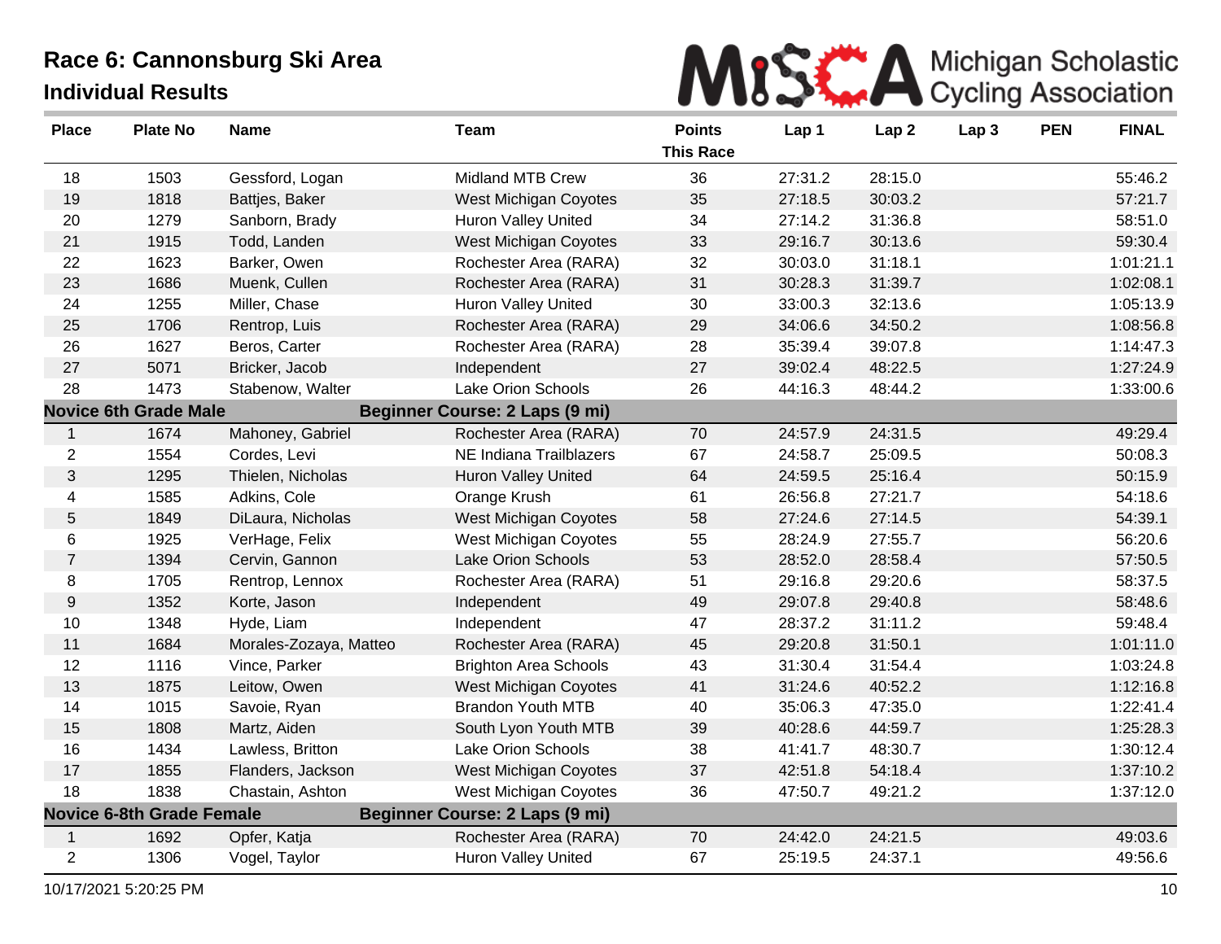# Race 6: Cannonsburg Ski Area

## Individual Results

Michigan Scholastic Cycling Association

| Place | Plate No | Name | Team | Points This Race | Lap 1 | Lap 2 | Lap 3 | PEN | FINAL |
|---|---|---|---|---|---|---|---|---|---|
| 18 | 1503 | Gessford, Logan | Midland MTB Crew | 36 | 27:31.2 | 28:15.0 | | | 55:46.2 |
| 19 | 1818 | Battjes, Baker | West Michigan Coyotes | 35 | 27:18.5 | 30:03.2 | | | 57:21.7 |
| 20 | 1279 | Sanborn, Brady | Huron Valley United | 34 | 27:14.2 | 31:36.8 | | | 58:51.0 |
| 21 | 1915 | Todd, Landen | West Michigan Coyotes | 33 | 29:16.7 | 30:13.6 | | | 59:30.4 |
| 22 | 1623 | Barker, Owen | Rochester Area (RARA) | 32 | 30:03.0 | 31:18.1 | | | 1:01:21.1 |
| 23 | 1686 | Muenk, Cullen | Rochester Area (RARA) | 31 | 30:28.3 | 31:39.7 | | | 1:02:08.1 |
| 24 | 1255 | Miller, Chase | Huron Valley United | 30 | 33:00.3 | 32:13.6 | | | 1:05:13.9 |
| 25 | 1706 | Rentrop, Luis | Rochester Area (RARA) | 29 | 34:06.6 | 34:50.2 | | | 1:08:56.8 |
| 26 | 1627 | Beros, Carter | Rochester Area (RARA) | 28 | 35:39.4 | 39:07.8 | | | 1:14:47.3 |
| 27 | 5071 | Bricker, Jacob | Independent | 27 | 39:02.4 | 48:22.5 | | | 1:27:24.9 |
| 28 | 1473 | Stabenow, Walter | Lake Orion Schools | 26 | 44:16.3 | 48:44.2 | | | 1:33:00.6 |
| **Novice 6th Grade Male** | | | **Beginner Course: 2 Laps (9 mi)** | | | | | | |
| 1 | 1674 | Mahoney, Gabriel | Rochester Area (RARA) | 70 | 24:57.9 | 24:31.5 | | | 49:29.4 |
| 2 | 1554 | Cordes, Levi | NE Indiana Trailblazers | 67 | 24:58.7 | 25:09.5 | | | 50:08.3 |
| 3 | 1295 | Thielen, Nicholas | Huron Valley United | 64 | 24:59.5 | 25:16.4 | | | 50:15.9 |
| 4 | 1585 | Adkins, Cole | Orange Krush | 61 | 26:56.8 | 27:21.7 | | | 54:18.6 |
| 5 | 1849 | DiLaura, Nicholas | West Michigan Coyotes | 58 | 27:24.6 | 27:14.5 | | | 54:39.1 |
| 6 | 1925 | VerHage, Felix | West Michigan Coyotes | 55 | 28:24.9 | 27:55.7 | | | 56:20.6 |
| 7 | 1394 | Cervin, Gannon | Lake Orion Schools | 53 | 28:52.0 | 28:58.4 | | | 57:50.5 |
| 8 | 1705 | Rentrop, Lennox | Rochester Area (RARA) | 51 | 29:16.8 | 29:20.6 | | | 58:37.5 |
| 9 | 1352 | Korte, Jason | Independent | 49 | 29:07.8 | 29:40.8 | | | 58:48.6 |
| 10 | 1348 | Hyde, Liam | Independent | 47 | 28:37.2 | 31:11.2 | | | 59:48.4 |
| 11 | 1684 | Morales-Zozaya, Matteo | Rochester Area (RARA) | 45 | 29:20.8 | 31:50.1 | | | 1:01:11.0 |
| 12 | 1116 | Vince, Parker | Brighton Area Schools | 43 | 31:30.4 | 31:54.4 | | | 1:03:24.8 |
| 13 | 1875 | Leitow, Owen | West Michigan Coyotes | 41 | 31:24.6 | 40:52.2 | | | 1:12:16.8 |
| 14 | 1015 | Savoie, Ryan | Brandon Youth MTB | 40 | 35:06.3 | 47:35.0 | | | 1:22:41.4 |
| 15 | 1808 | Martz, Aiden | South Lyon Youth MTB | 39 | 40:28.6 | 44:59.7 | | | 1:25:28.3 |
| 16 | 1434 | Lawless, Britton | Lake Orion Schools | 38 | 41:41.7 | 48:30.7 | | | 1:30:12.4 |
| 17 | 1855 | Flanders, Jackson | West Michigan Coyotes | 37 | 42:51.8 | 54:18.4 | | | 1:37:10.2 |
| 18 | 1838 | Chastain, Ashton | West Michigan Coyotes | 36 | 47:50.7 | 49:21.2 | | | 1:37:12.0 |
| **Novice 6-8th Grade Female** | | | **Beginner Course: 2 Laps (9 mi)** | | | | | | |
| 1 | 1692 | Opfer, Katja | Rochester Area (RARA) | 70 | 24:42.0 | 24:21.5 | | | 49:03.6 |
| 2 | 1306 | Vogel, Taylor | Huron Valley United | 67 | 25:19.5 | 24:37.1 | | | 49:56.6 |

10/17/2021 5:20:25 PM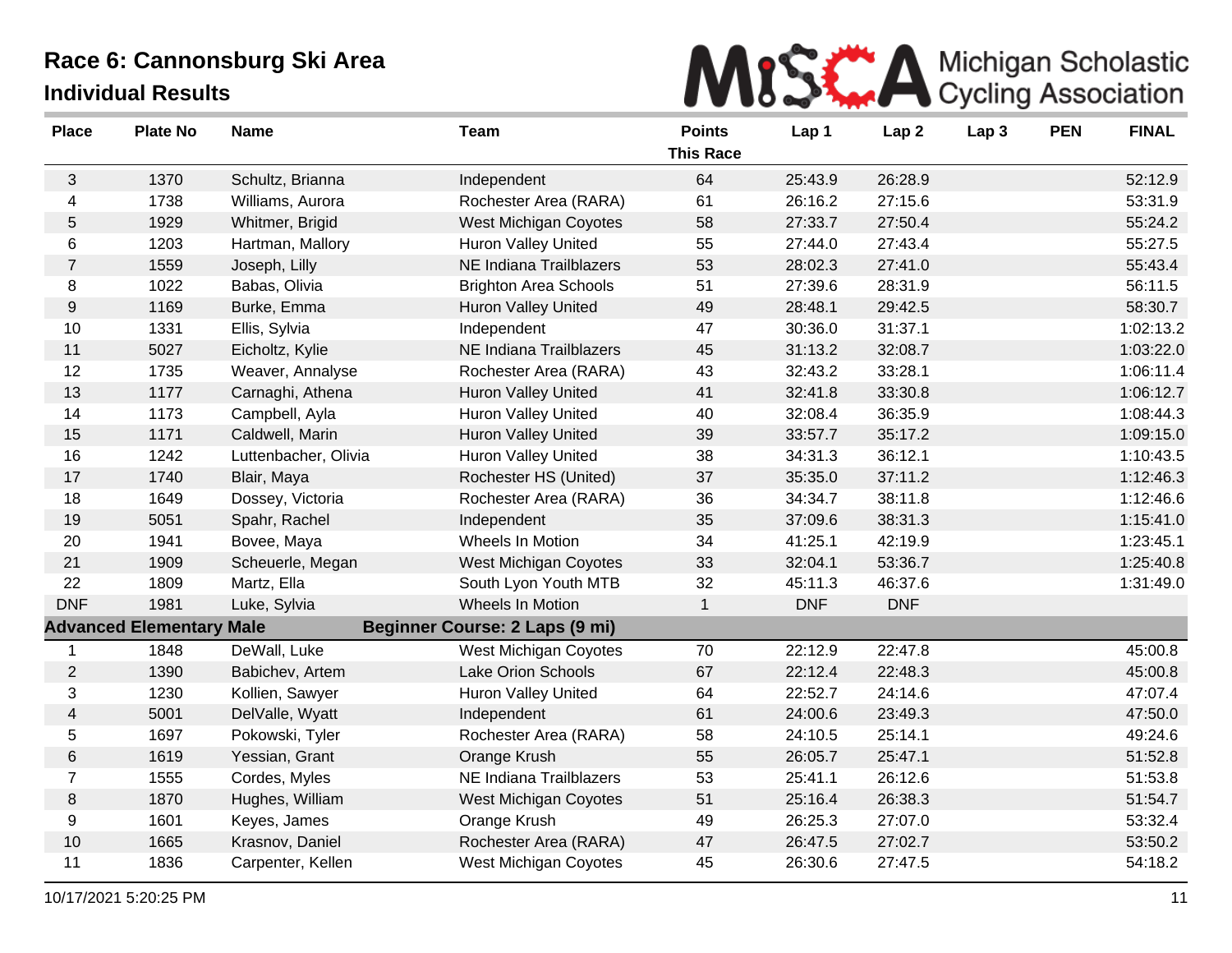# Race 6: Cannonsburg Ski Area

## Individual Results

| Place | Plate No | Name | Team | Points This Race | Lap 1 | Lap 2 | Lap 3 | PEN | FINAL |
|---|---|---|---|---|---|---|---|---|---|
| 3 | 1370 | Schultz, Brianna | Independent | 64 | 25:43.9 | 26:28.9 | | | 52:12.9 |
| 4 | 1738 | Williams, Aurora | Rochester Area (RARA) | 61 | 26:16.2 | 27:15.6 | | | 53:31.9 |
| 5 | 1929 | Whitmer, Brigid | West Michigan Coyotes | 58 | 27:33.7 | 27:50.4 | | | 55:24.2 |
| 6 | 1203 | Hartman, Mallory | Huron Valley United | 55 | 27:44.0 | 27:43.4 | | | 55:27.5 |
| 7 | 1559 | Joseph, Lilly | NE Indiana Trailblazers | 53 | 28:02.3 | 27:41.0 | | | 55:43.4 |
| 8 | 1022 | Babas, Olivia | Brighton Area Schools | 51 | 27:39.6 | 28:31.9 | | | 56:11.5 |
| 9 | 1169 | Burke, Emma | Huron Valley United | 49 | 28:48.1 | 29:42.5 | | | 58:30.7 |
| 10 | 1331 | Ellis, Sylvia | Independent | 47 | 30:36.0 | 31:37.1 | | | 1:02:13.2 |
| 11 | 5027 | Eicholtz, Kylie | NE Indiana Trailblazers | 45 | 31:13.2 | 32:08.7 | | | 1:03:22.0 |
| 12 | 1735 | Weaver, Annalyse | Rochester Area (RARA) | 43 | 32:43.2 | 33:28.1 | | | 1:06:11.4 |
| 13 | 1177 | Carnaghi, Athena | Huron Valley United | 41 | 32:41.8 | 33:30.8 | | | 1:06:12.7 |
| 14 | 1173 | Campbell, Ayla | Huron Valley United | 40 | 32:08.4 | 36:35.9 | | | 1:08:44.3 |
| 15 | 1171 | Caldwell, Marin | Huron Valley United | 39 | 33:57.7 | 35:17.2 | | | 1:09:15.0 |
| 16 | 1242 | Luttenbacher, Olivia | Huron Valley United | 38 | 34:31.3 | 36:12.1 | | | 1:10:43.5 |
| 17 | 1740 | Blair, Maya | Rochester HS (United) | 37 | 35:35.0 | 37:11.2 | | | 1:12:46.3 |
| 18 | 1649 | Dossey, Victoria | Rochester Area (RARA) | 36 | 34:34.7 | 38:11.8 | | | 1:12:46.6 |
| 19 | 5051 | Spahr, Rachel | Independent | 35 | 37:09.6 | 38:31.3 | | | 1:15:41.0 |
| 20 | 1941 | Bovee, Maya | Wheels In Motion | 34 | 41:25.1 | 42:19.9 | | | 1:23:45.1 |
| 21 | 1909 | Scheuerle, Megan | West Michigan Coyotes | 33 | 32:04.1 | 53:36.7 | | | 1:25:40.8 |
| 22 | 1809 | Martz, Ella | South Lyon Youth MTB | 32 | 45:11.3 | 46:37.6 | | | 1:31:49.0 |
| DNF | 1981 | Luke, Sylvia | Wheels In Motion | 1 | DNF | DNF | | | |
| **Advanced Elementary Male** | | | **Beginner Course: 2 Laps (9 mi)** | | | | | | |
| 1 | 1848 | DeWall, Luke | West Michigan Coyotes | 70 | 22:12.9 | 22:47.8 | | | 45:00.8 |
| 2 | 1390 | Babichev, Artem | Lake Orion Schools | 67 | 22:12.4 | 22:48.3 | | | 45:00.8 |
| 3 | 1230 | Kollien, Sawyer | Huron Valley United | 64 | 22:52.7 | 24:14.6 | | | 47:07.4 |
| 4 | 5001 | DelValle, Wyatt | Independent | 61 | 24:00.6 | 23:49.3 | | | 47:50.0 |
| 5 | 1697 | Pokowski, Tyler | Rochester Area (RARA) | 58 | 24:10.5 | 25:14.1 | | | 49:24.6 |
| 6 | 1619 | Yessian, Grant | Orange Krush | 55 | 26:05.7 | 25:47.1 | | | 51:52.8 |
| 7 | 1555 | Cordes, Myles | NE Indiana Trailblazers | 53 | 25:41.1 | 26:12.6 | | | 51:53.8 |
| 8 | 1870 | Hughes, William | West Michigan Coyotes | 51 | 25:16.4 | 26:38.3 | | | 51:54.7 |
| 9 | 1601 | Keyes, James | Orange Krush | 49 | 26:25.3 | 27:07.0 | | | 53:32.4 |
| 10 | 1665 | Krasnov, Daniel | Rochester Area (RARA) | 47 | 26:47.5 | 27:02.7 | | | 53:50.2 |
| 11 | 1836 | Carpenter, Kellen | West Michigan Coyotes | 45 | 26:30.6 | 27:47.5 | | | 54:18.2 |

10/17/2021 5:20:25 PM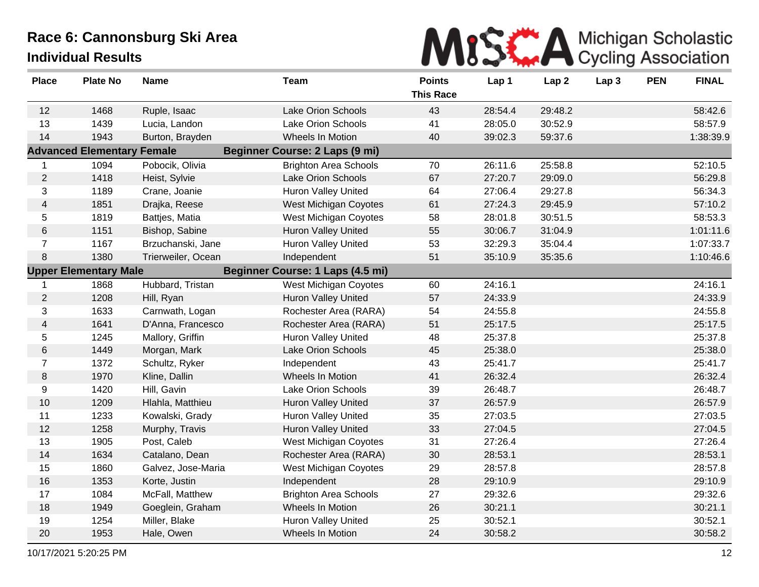# Race 6: Cannonsburg Ski Area

## Individual Results

Michigan Scholastic Cycling Association

| Place | Plate No | Name | Team | Points This Race | Lap 1 | Lap 2 | Lap 3 | PEN | FINAL |
|---|---|---|---|---|---|---|---|---|---|
| 12 | 1468 | Ruple, Isaac | Lake Orion Schools | 43 | 28:54.4 | 29:48.2 | | | 58:42.6 |
| 13 | 1439 | Lucia, Landon | Lake Orion Schools | 41 | 28:05.0 | 30:52.9 | | | 58:57.9 |
| 14 | 1943 | Burton, Brayden | Wheels In Motion | 40 | 39:02.3 | 59:37.6 | | | 1:38:39.9 |
| **Advanced Elementary Female** | | | **Beginner Course: 2 Laps (9 mi)** | | | | | | |
| 1 | 1094 | Pobocik, Olivia | Brighton Area Schools | 70 | 26:11.6 | 25:58.8 | | | 52:10.5 |
| 2 | 1418 | Heist, Sylvie | Lake Orion Schools | 67 | 27:20.7 | 29:09.0 | | | 56:29.8 |
| 3 | 1189 | Crane, Joanie | Huron Valley United | 64 | 27:06.4 | 29:27.8 | | | 56:34.3 |
| 4 | 1851 | Drajka, Reese | West Michigan Coyotes | 61 | 27:24.3 | 29:45.9 | | | 57:10.2 |
| 5 | 1819 | Battjes, Matia | West Michigan Coyotes | 58 | 28:01.8 | 30:51.5 | | | 58:53.3 |
| 6 | 1151 | Bishop, Sabine | Huron Valley United | 55 | 30:06.7 | 31:04.9 | | | 1:01:11.6 |
| 7 | 1167 | Brzuchanski, Jane | Huron Valley United | 53 | 32:29.3 | 35:04.4 | | | 1:07:33.7 |
| 8 | 1380 | Trierweiler, Ocean | Independent | 51 | 35:10.9 | 35:35.6 | | | 1:10:46.6 |
| **Upper Elementary Male** | | | **Beginner Course: 1 Laps (4.5 mi)** | | | | | | |
| 1 | 1868 | Hubbard, Tristan | West Michigan Coyotes | 60 | 24:16.1 | | | | 24:16.1 |
| 2 | 1208 | Hill, Ryan | Huron Valley United | 57 | 24:33.9 | | | | 24:33.9 |
| 3 | 1633 | Carnwath, Logan | Rochester Area (RARA) | 54 | 24:55.8 | | | | 24:55.8 |
| 4 | 1641 | D'Anna, Francesco | Rochester Area (RARA) | 51 | 25:17.5 | | | | 25:17.5 |
| 5 | 1245 | Mallory, Griffin | Huron Valley United | 48 | 25:37.8 | | | | 25:37.8 |
| 6 | 1449 | Morgan, Mark | Lake Orion Schools | 45 | 25:38.0 | | | | 25:38.0 |
| 7 | 1372 | Schultz, Ryker | Independent | 43 | 25:41.7 | | | | 25:41.7 |
| 8 | 1970 | Kline, Dallin | Wheels In Motion | 41 | 26:32.4 | | | | 26:32.4 |
| 9 | 1420 | Hill, Gavin | Lake Orion Schools | 39 | 26:48.7 | | | | 26:48.7 |
| 10 | 1209 | Hlahla, Matthieu | Huron Valley United | 37 | 26:57.9 | | | | 26:57.9 |
| 11 | 1233 | Kowalski, Grady | Huron Valley United | 35 | 27:03.5 | | | | 27:03.5 |
| 12 | 1258 | Murphy, Travis | Huron Valley United | 33 | 27:04.5 | | | | 27:04.5 |
| 13 | 1905 | Post, Caleb | West Michigan Coyotes | 31 | 27:26.4 | | | | 27:26.4 |
| 14 | 1634 | Catalano, Dean | Rochester Area (RARA) | 30 | 28:53.1 | | | | 28:53.1 |
| 15 | 1860 | Galvez, Jose-Maria | West Michigan Coyotes | 29 | 28:57.8 | | | | 28:57.8 |
| 16 | 1353 | Korte, Justin | Independent | 28 | 29:10.9 | | | | 29:10.9 |
| 17 | 1084 | McFall, Matthew | Brighton Area Schools | 27 | 29:32.6 | | | | 29:32.6 |
| 18 | 1949 | Goeglein, Graham | Wheels In Motion | 26 | 30:21.1 | | | | 30:21.1 |
| 19 | 1254 | Miller, Blake | Huron Valley United | 25 | 30:52.1 | | | | 30:52.1 |
| 20 | 1953 | Hale, Owen | Wheels In Motion | 24 | 30:58.2 | | | | 30:58.2 |

10/17/2021 5:20:25 PM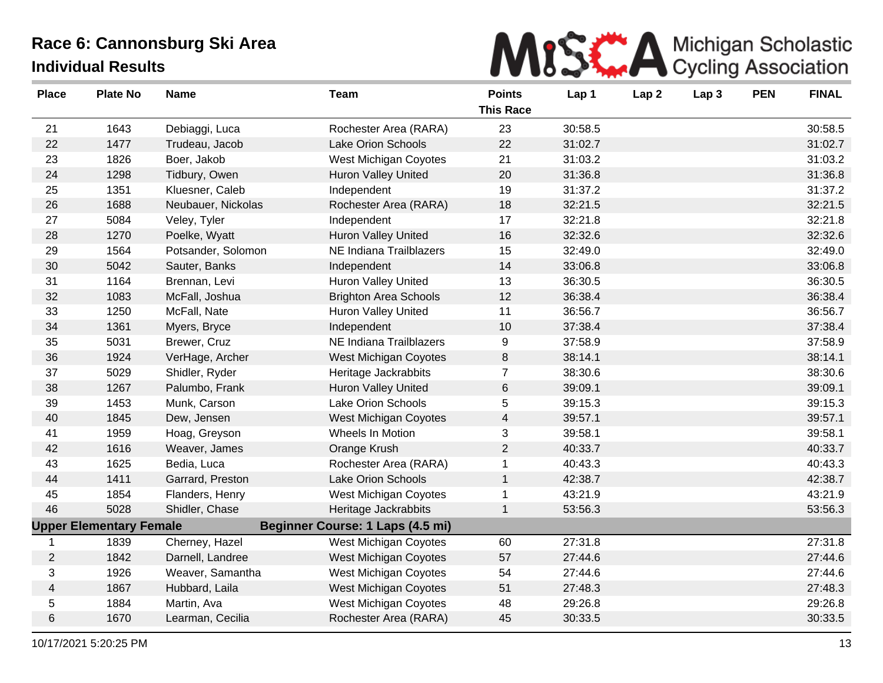# Race 6: Cannonsburg Ski Area

## Individual Results

MiSCA Michigan Scholastic Cycling Association

| Place | Plate No | Name | Team | Points This Race | Lap 1 | Lap 2 | Lap 3 | PEN | FINAL |
|---|---|---|---|---|---|---|---|---|---|
| 21 | 1643 | Debiaggi, Luca | Rochester Area (RARA) | 23 | 30:58.5 | | | | 30:58.5 |
| 22 | 1477 | Trudeau, Jacob | Lake Orion Schools | 22 | 31:02.7 | | | | 31:02.7 |
| 23 | 1826 | Boer, Jakob | West Michigan Coyotes | 21 | 31:03.2 | | | | 31:03.2 |
| 24 | 1298 | Tidbury, Owen | Huron Valley United | 20 | 31:36.8 | | | | 31:36.8 |
| 25 | 1351 | Kluesner, Caleb | Independent | 19 | 31:37.2 | | | | 31:37.2 |
| 26 | 1688 | Neubauer, Nickolas | Rochester Area (RARA) | 18 | 32:21.5 | | | | 32:21.5 |
| 27 | 5084 | Veley, Tyler | Independent | 17 | 32:21.8 | | | | 32:21.8 |
| 28 | 1270 | Poelke, Wyatt | Huron Valley United | 16 | 32:32.6 | | | | 32:32.6 |
| 29 | 1564 | Potsander, Solomon | NE Indiana Trailblazers | 15 | 32:49.0 | | | | 32:49.0 |
| 30 | 5042 | Sauter, Banks | Independent | 14 | 33:06.8 | | | | 33:06.8 |
| 31 | 1164 | Brennan, Levi | Huron Valley United | 13 | 36:30.5 | | | | 36:30.5 |
| 32 | 1083 | McFall, Joshua | Brighton Area Schools | 12 | 36:38.4 | | | | 36:38.4 |
| 33 | 1250 | McFall, Nate | Huron Valley United | 11 | 36:56.7 | | | | 36:56.7 |
| 34 | 1361 | Myers, Bryce | Independent | 10 | 37:38.4 | | | | 37:38.4 |
| 35 | 5031 | Brewer, Cruz | NE Indiana Trailblazers | 9 | 37:58.9 | | | | 37:58.9 |
| 36 | 1924 | VerHage, Archer | West Michigan Coyotes | 8 | 38:14.1 | | | | 38:14.1 |
| 37 | 5029 | Shidler, Ryder | Heritage Jackrabbits | 7 | 38:30.6 | | | | 38:30.6 |
| 38 | 1267 | Palumbo, Frank | Huron Valley United | 6 | 39:09.1 | | | | 39:09.1 |
| 39 | 1453 | Munk, Carson | Lake Orion Schools | 5 | 39:15.3 | | | | 39:15.3 |
| 40 | 1845 | Dew, Jensen | West Michigan Coyotes | 4 | 39:57.1 | | | | 39:57.1 |
| 41 | 1959 | Hoag, Greyson | Wheels In Motion | 3 | 39:58.1 | | | | 39:58.1 |
| 42 | 1616 | Weaver, James | Orange Krush | 2 | 40:33.7 | | | | 40:33.7 |
| 43 | 1625 | Bedia, Luca | Rochester Area (RARA) | 1 | 40:43.3 | | | | 40:43.3 |
| 44 | 1411 | Garrard, Preston | Lake Orion Schools | 1 | 42:38.7 | | | | 42:38.7 |
| 45 | 1854 | Flanders, Henry | West Michigan Coyotes | 1 | 43:21.9 | | | | 43:21.9 |
| 46 | 5028 | Shidler, Chase | Heritage Jackrabbits | 1 | 53:56.3 | | | | 53:56.3 |
| **Upper Elementary Female** | | | **Beginner Course: 1 Laps (4.5 mi)** | | | | | | |
| 1 | 1839 | Cherney, Hazel | West Michigan Coyotes | 60 | 27:31.8 | | | | 27:31.8 |
| 2 | 1842 | Darnell, Landree | West Michigan Coyotes | 57 | 27:44.6 | | | | 27:44.6 |
| 3 | 1926 | Weaver, Samantha | West Michigan Coyotes | 54 | 27:44.6 | | | | 27:44.6 |
| 4 | 1867 | Hubbard, Laila | West Michigan Coyotes | 51 | 27:48.3 | | | | 27:48.3 |
| 5 | 1884 | Martin, Ava | West Michigan Coyotes | 48 | 29:26.8 | | | | 29:26.8 |
| 6 | 1670 | Learman, Cecilia | Rochester Area (RARA) | 45 | 30:33.5 | | | | 30:33.5 |

10/17/2021 5:20:25 PM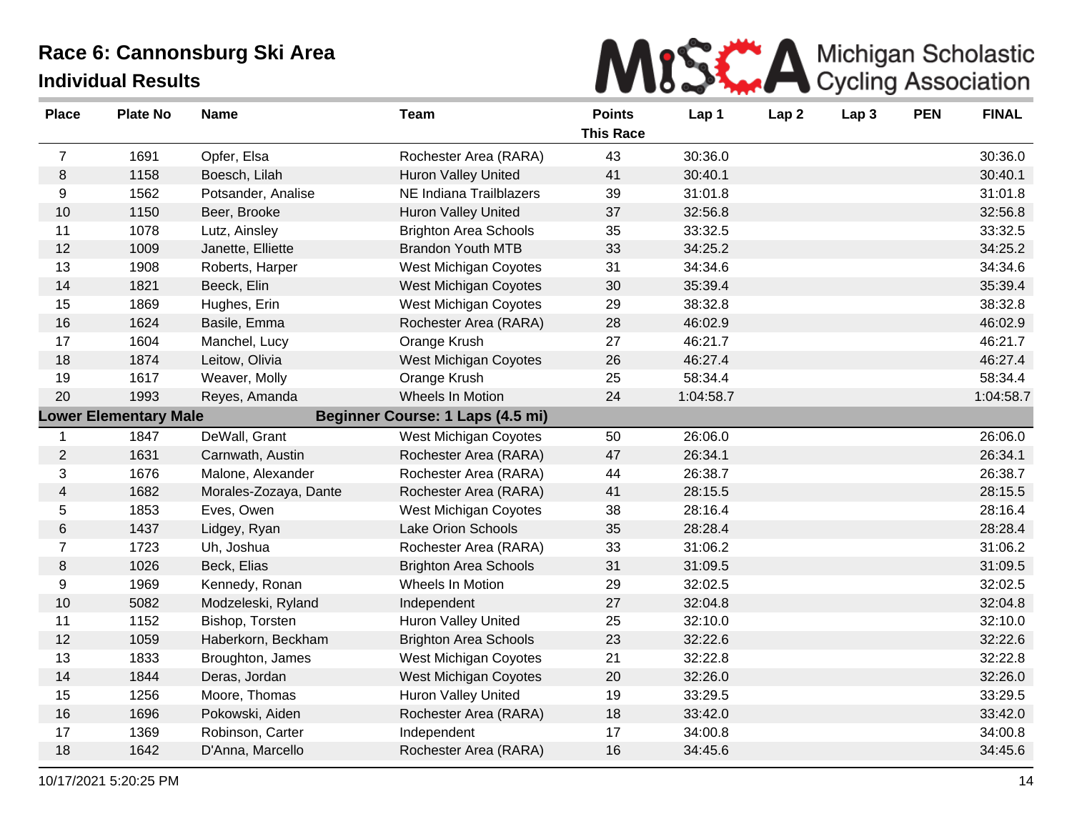# Race 6: Cannonsburg Ski Area

## Individual Results

MiSCA Michigan Scholastic Cycling Association

| Place | Plate No | Name | Team | Points This Race | Lap 1 | Lap 2 | Lap 3 | PEN | FINAL |
|---|---|---|---|---|---|---|---|---|---|
| 7 | 1691 | Opfer, Elsa | Rochester Area (RARA) | 43 | 30:36.0 | | | | 30:36.0 |
| 8 | 1158 | Boesch, Lilah | Huron Valley United | 41 | 30:40.1 | | | | 30:40.1 |
| 9 | 1562 | Potsander, Analise | NE Indiana Trailblazers | 39 | 31:01.8 | | | | 31:01.8 |
| 10 | 1150 | Beer, Brooke | Huron Valley United | 37 | 32:56.8 | | | | 32:56.8 |
| 11 | 1078 | Lutz, Ainsley | Brighton Area Schools | 35 | 33:32.5 | | | | 33:32.5 |
| 12 | 1009 | Janette, Elliette | Brandon Youth MTB | 33 | 34:25.2 | | | | 34:25.2 |
| 13 | 1908 | Roberts, Harper | West Michigan Coyotes | 31 | 34:34.6 | | | | 34:34.6 |
| 14 | 1821 | Beeck, Elin | West Michigan Coyotes | 30 | 35:39.4 | | | | 35:39.4 |
| 15 | 1869 | Hughes, Erin | West Michigan Coyotes | 29 | 38:32.8 | | | | 38:32.8 |
| 16 | 1624 | Basile, Emma | Rochester Area (RARA) | 28 | 46:02.9 | | | | 46:02.9 |
| 17 | 1604 | Manchel, Lucy | Orange Krush | 27 | 46:21.7 | | | | 46:21.7 |
| 18 | 1874 | Leitow, Olivia | West Michigan Coyotes | 26 | 46:27.4 | | | | 46:27.4 |
| 19 | 1617 | Weaver, Molly | Orange Krush | 25 | 58:34.4 | | | | 58:34.4 |
| 20 | 1993 | Reyes, Amanda | Wheels In Motion | 24 | 1:04:58.7 | | | | 1:04:58.7 |
| **Lower Elementary Male** | | | **Beginner Course: 1 Laps (4.5 mi)** | | | | | | |
| 1 | 1847 | DeWall, Grant | West Michigan Coyotes | 50 | 26:06.0 | | | | 26:06.0 |
| 2 | 1631 | Carnwath, Austin | Rochester Area (RARA) | 47 | 26:34.1 | | | | 26:34.1 |
| 3 | 1676 | Malone, Alexander | Rochester Area (RARA) | 44 | 26:38.7 | | | | 26:38.7 |
| 4 | 1682 | Morales-Zozaya, Dante | Rochester Area (RARA) | 41 | 28:15.5 | | | | 28:15.5 |
| 5 | 1853 | Eves, Owen | West Michigan Coyotes | 38 | 28:16.4 | | | | 28:16.4 |
| 6 | 1437 | Lidgey, Ryan | Lake Orion Schools | 35 | 28:28.4 | | | | 28:28.4 |
| 7 | 1723 | Uh, Joshua | Rochester Area (RARA) | 33 | 31:06.2 | | | | 31:06.2 |
| 8 | 1026 | Beck, Elias | Brighton Area Schools | 31 | 31:09.5 | | | | 31:09.5 |
| 9 | 1969 | Kennedy, Ronan | Wheels In Motion | 29 | 32:02.5 | | | | 32:02.5 |
| 10 | 5082 | Modzeleski, Ryland | Independent | 27 | 32:04.8 | | | | 32:04.8 |
| 11 | 1152 | Bishop, Torsten | Huron Valley United | 25 | 32:10.0 | | | | 32:10.0 |
| 12 | 1059 | Haberkorn, Beckham | Brighton Area Schools | 23 | 32:22.6 | | | | 32:22.6 |
| 13 | 1833 | Broughton, James | West Michigan Coyotes | 21 | 32:22.8 | | | | 32:22.8 |
| 14 | 1844 | Deras, Jordan | West Michigan Coyotes | 20 | 32:26.0 | | | | 32:26.0 |
| 15 | 1256 | Moore, Thomas | Huron Valley United | 19 | 33:29.5 | | | | 33:29.5 |
| 16 | 1696 | Pokowski, Aiden | Rochester Area (RARA) | 18 | 33:42.0 | | | | 33:42.0 |
| 17 | 1369 | Robinson, Carter | Independent | 17 | 34:00.8 | | | | 34:00.8 |
| 18 | 1642 | D'Anna, Marcello | Rochester Area (RARA) | 16 | 34:45.6 | | | | 34:45.6 |

10/17/2021 5:20:25 PM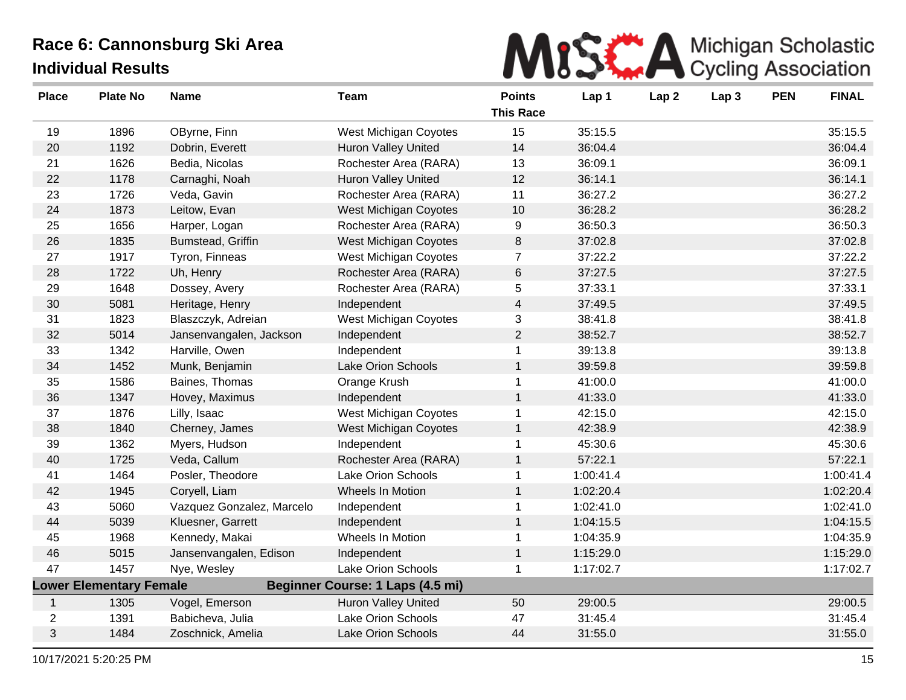# Race 6: Cannonsburg Ski Area

## Individual Results

| Place | Plate No | Name | Team | Points This Race | Lap 1 | Lap 2 | Lap 3 | PEN | FINAL |
|---|---|---|---|---|---|---|---|---|---|
| 19 | 1896 | OByrne, Finn | West Michigan Coyotes | 15 | 35:15.5 | | | | 35:15.5 |
| 20 | 1192 | Dobrin, Everett | Huron Valley United | 14 | 36:04.4 | | | | 36:04.4 |
| 21 | 1626 | Bedia, Nicolas | Rochester Area (RARA) | 13 | 36:09.1 | | | | 36:09.1 |
| 22 | 1178 | Carnaghi, Noah | Huron Valley United | 12 | 36:14.1 | | | | 36:14.1 |
| 23 | 1726 | Veda, Gavin | Rochester Area (RARA) | 11 | 36:27.2 | | | | 36:27.2 |
| 24 | 1873 | Leitow, Evan | West Michigan Coyotes | 10 | 36:28.2 | | | | 36:28.2 |
| 25 | 1656 | Harper, Logan | Rochester Area (RARA) | 9 | 36:50.3 | | | | 36:50.3 |
| 26 | 1835 | Bumstead, Griffin | West Michigan Coyotes | 8 | 37:02.8 | | | | 37:02.8 |
| 27 | 1917 | Tyron, Finneas | West Michigan Coyotes | 7 | 37:22.2 | | | | 37:22.2 |
| 28 | 1722 | Uh, Henry | Rochester Area (RARA) | 6 | 37:27.5 | | | | 37:27.5 |
| 29 | 1648 | Dossey, Avery | Rochester Area (RARA) | 5 | 37:33.1 | | | | 37:33.1 |
| 30 | 5081 | Heritage, Henry | Independent | 4 | 37:49.5 | | | | 37:49.5 |
| 31 | 1823 | Blaszczyk, Adreian | West Michigan Coyotes | 3 | 38:41.8 | | | | 38:41.8 |
| 32 | 5014 | Jansenvangalen, Jackson | Independent | 2 | 38:52.7 | | | | 38:52.7 |
| 33 | 1342 | Harville, Owen | Independent | 1 | 39:13.8 | | | | 39:13.8 |
| 34 | 1452 | Munk, Benjamin | Lake Orion Schools | 1 | 39:59.8 | | | | 39:59.8 |
| 35 | 1586 | Baines, Thomas | Orange Krush | 1 | 41:00.0 | | | | 41:00.0 |
| 36 | 1347 | Hovey, Maximus | Independent | 1 | 41:33.0 | | | | 41:33.0 |
| 37 | 1876 | Lilly, Isaac | West Michigan Coyotes | 1 | 42:15.0 | | | | 42:15.0 |
| 38 | 1840 | Cherney, James | West Michigan Coyotes | 1 | 42:38.9 | | | | 42:38.9 |
| 39 | 1362 | Myers, Hudson | Independent | 1 | 45:30.6 | | | | 45:30.6 |
| 40 | 1725 | Veda, Callum | Rochester Area (RARA) | 1 | 57:22.1 | | | | 57:22.1 |
| 41 | 1464 | Posler, Theodore | Lake Orion Schools | 1 | 1:00:41.4 | | | | 1:00:41.4 |
| 42 | 1945 | Coryell, Liam | Wheels In Motion | 1 | 1:02:20.4 | | | | 1:02:20.4 |
| 43 | 5060 | Vazquez Gonzalez, Marcelo | Independent | 1 | 1:02:41.0 | | | | 1:02:41.0 |
| 44 | 5039 | Kluesner, Garrett | Independent | 1 | 1:04:15.5 | | | | 1:04:15.5 |
| 45 | 1968 | Kennedy, Makai | Wheels In Motion | 1 | 1:04:35.9 | | | | 1:04:35.9 |
| 46 | 5015 | Jansenvangalen, Edison | Independent | 1 | 1:15:29.0 | | | | 1:15:29.0 |
| 47 | 1457 | Nye, Wesley | Lake Orion Schools | 1 | 1:17:02.7 | | | | 1:17:02.7 |
| **Lower Elementary Female** | | | **Beginner Course: 1 Laps (4.5 mi)** | | | | | | |
| 1 | 1305 | Vogel, Emerson | Huron Valley United | 50 | 29:00.5 | | | | 29:00.5 |
| 2 | 1391 | Babicheva, Julia | Lake Orion Schools | 47 | 31:45.4 | | | | 31:45.4 |
| 3 | 1484 | Zoschnick, Amelia | Lake Orion Schools | 44 | 31:55.0 | | | | 31:55.0 |

10/17/2021 5:20:25 PM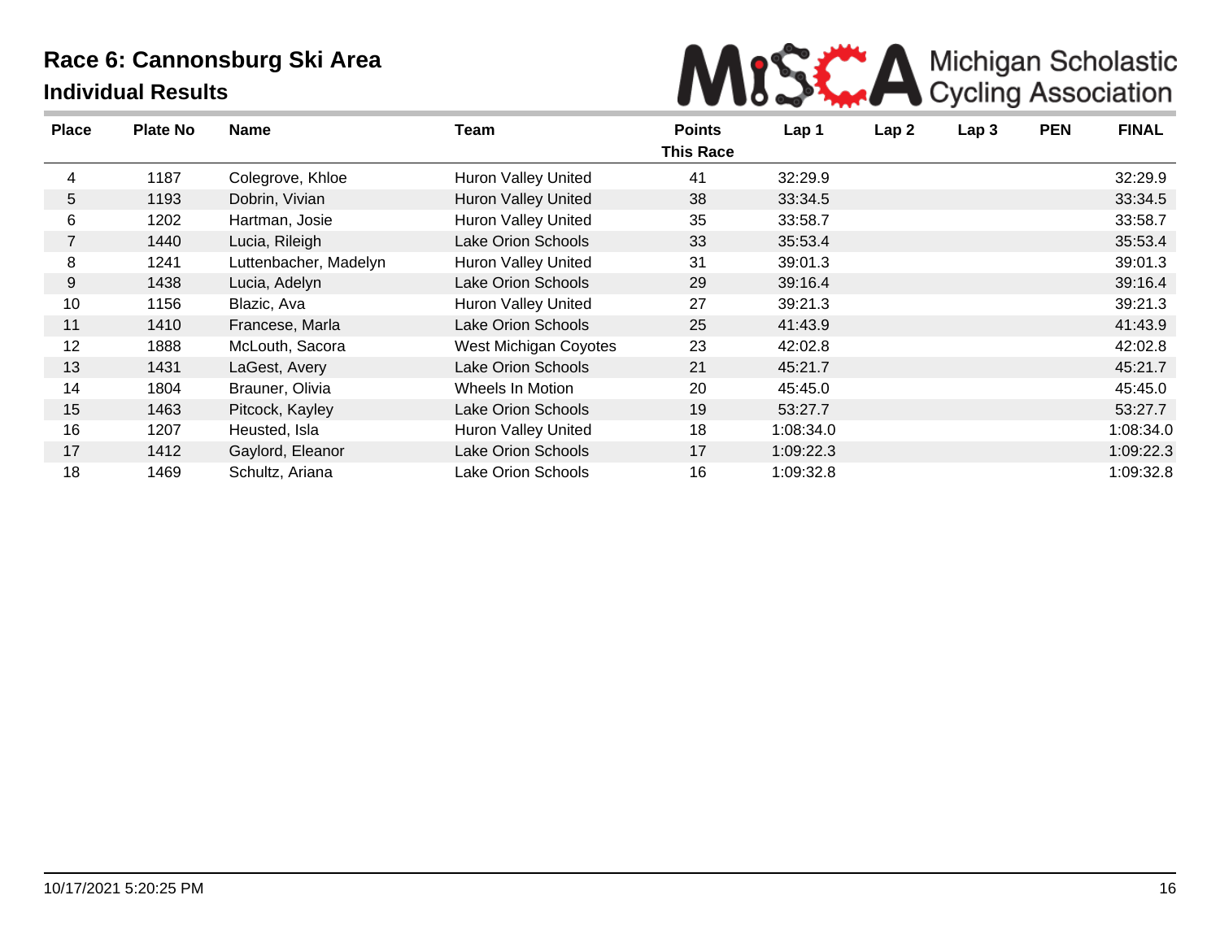# Race 6: Cannonsburg Ski Area

## Individual Results

Michigan Scholastic Cycling Association

| Place | Plate No | Name | Team | Points This Race | Lap 1 | Lap 2 | Lap 3 | PEN | FINAL |
|---|---|---|---|---|---|---|---|---|---|
| 4 | 1187 | Colegrove, Khloe | Huron Valley United | 41 | 32:29.9 | | | | 32:29.9 |
| 5 | 1193 | Dobrin, Vivian | Huron Valley United | 38 | 33:34.5 | | | | 33:34.5 |
| 6 | 1202 | Hartman, Josie | Huron Valley United | 35 | 33:58.7 | | | | 33:58.7 |
| 7 | 1440 | Lucia, Rileigh | Lake Orion Schools | 33 | 35:53.4 | | | | 35:53.4 |
| 8 | 1241 | Luttenbacher, Madelyn | Huron Valley United | 31 | 39:01.3 | | | | 39:01.3 |
| 9 | 1438 | Lucia, Adelyn | Lake Orion Schools | 29 | 39:16.4 | | | | 39:16.4 |
| 10 | 1156 | Blazic, Ava | Huron Valley United | 27 | 39:21.3 | | | | 39:21.3 |
| 11 | 1410 | Francese, Marla | Lake Orion Schools | 25 | 41:43.9 | | | | 41:43.9 |
| 12 | 1888 | McLouth, Sacora | West Michigan Coyotes | 23 | 42:02.8 | | | | 42:02.8 |
| 13 | 1431 | LaGest, Avery | Lake Orion Schools | 21 | 45:21.7 | | | | 45:21.7 |
| 14 | 1804 | Brauner, Olivia | Wheels In Motion | 20 | 45:45.0 | | | | 45:45.0 |
| 15 | 1463 | Pitcock, Kayley | Lake Orion Schools | 19 | 53:27.7 | | | | 53:27.7 |
| 16 | 1207 | Heusted, Isla | Huron Valley United | 18 | 1:08:34.0 | | | | 1:08:34.0 |
| 17 | 1412 | Gaylord, Eleanor | Lake Orion Schools | 17 | 1:09:22.3 | | | | 1:09:22.3 |
| 18 | 1469 | Schultz, Ariana | Lake Orion Schools | 16 | 1:09:32.8 | | | | 1:09:32.8 |

10/17/2021 5:20:25 PM